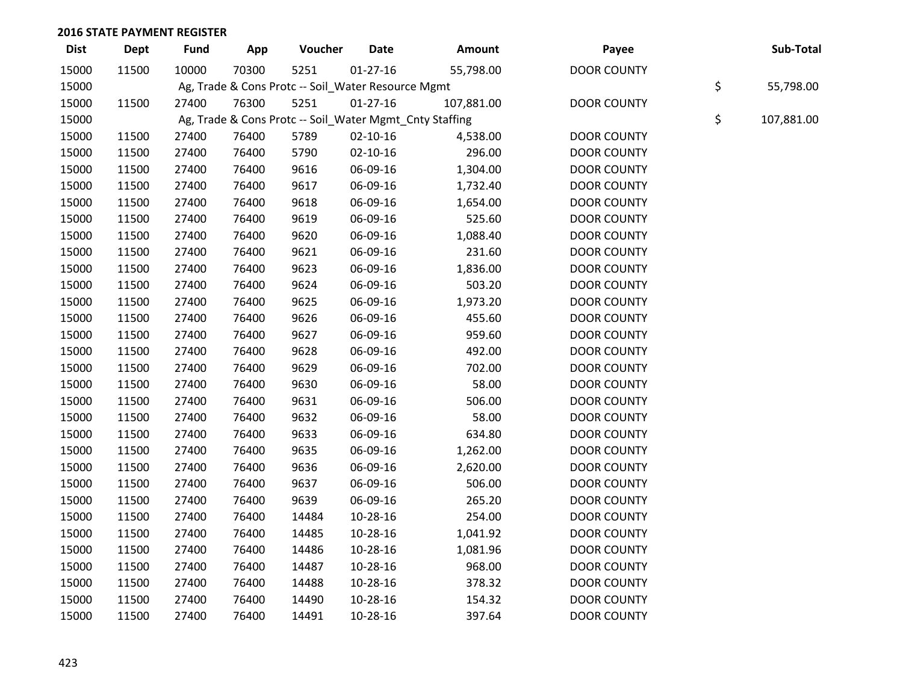## 2016 STATE PAYMENT REGISTER

| Dist | Dept | Fund | App | Voucher | Date | Amount | Payee | Sub-Total |
|---|---|---|---|---|---|---|---|---|
| 15000 | 11500 | 10000 | 70300 | 5251 | 01-27-16 | 55,798.00 | DOOR COUNTY | |
| 15000 | | Ag, Trade & Cons Protc -- Soil_Water Resource Mgmt | | | | | | $ 55,798.00 |
| 15000 | 11500 | 27400 | 76300 | 5251 | 01-27-16 | 107,881.00 | DOOR COUNTY | |
| 15000 | | Ag, Trade & Cons Protc -- Soil_Water Mgmt_Cnty Staffing | | | | | | $ 107,881.00 |
| 15000 | 11500 | 27400 | 76400 | 5789 | 02-10-16 | 4,538.00 | DOOR COUNTY | |
| 15000 | 11500 | 27400 | 76400 | 5790 | 02-10-16 | 296.00 | DOOR COUNTY | |
| 15000 | 11500 | 27400 | 76400 | 9616 | 06-09-16 | 1,304.00 | DOOR COUNTY | |
| 15000 | 11500 | 27400 | 76400 | 9617 | 06-09-16 | 1,732.40 | DOOR COUNTY | |
| 15000 | 11500 | 27400 | 76400 | 9618 | 06-09-16 | 1,654.00 | DOOR COUNTY | |
| 15000 | 11500 | 27400 | 76400 | 9619 | 06-09-16 | 525.60 | DOOR COUNTY | |
| 15000 | 11500 | 27400 | 76400 | 9620 | 06-09-16 | 1,088.40 | DOOR COUNTY | |
| 15000 | 11500 | 27400 | 76400 | 9621 | 06-09-16 | 231.60 | DOOR COUNTY | |
| 15000 | 11500 | 27400 | 76400 | 9623 | 06-09-16 | 1,836.00 | DOOR COUNTY | |
| 15000 | 11500 | 27400 | 76400 | 9624 | 06-09-16 | 503.20 | DOOR COUNTY | |
| 15000 | 11500 | 27400 | 76400 | 9625 | 06-09-16 | 1,973.20 | DOOR COUNTY | |
| 15000 | 11500 | 27400 | 76400 | 9626 | 06-09-16 | 455.60 | DOOR COUNTY | |
| 15000 | 11500 | 27400 | 76400 | 9627 | 06-09-16 | 959.60 | DOOR COUNTY | |
| 15000 | 11500 | 27400 | 76400 | 9628 | 06-09-16 | 492.00 | DOOR COUNTY | |
| 15000 | 11500 | 27400 | 76400 | 9629 | 06-09-16 | 702.00 | DOOR COUNTY | |
| 15000 | 11500 | 27400 | 76400 | 9630 | 06-09-16 | 58.00 | DOOR COUNTY | |
| 15000 | 11500 | 27400 | 76400 | 9631 | 06-09-16 | 506.00 | DOOR COUNTY | |
| 15000 | 11500 | 27400 | 76400 | 9632 | 06-09-16 | 58.00 | DOOR COUNTY | |
| 15000 | 11500 | 27400 | 76400 | 9633 | 06-09-16 | 634.80 | DOOR COUNTY | |
| 15000 | 11500 | 27400 | 76400 | 9635 | 06-09-16 | 1,262.00 | DOOR COUNTY | |
| 15000 | 11500 | 27400 | 76400 | 9636 | 06-09-16 | 2,620.00 | DOOR COUNTY | |
| 15000 | 11500 | 27400 | 76400 | 9637 | 06-09-16 | 506.00 | DOOR COUNTY | |
| 15000 | 11500 | 27400 | 76400 | 9639 | 06-09-16 | 265.20 | DOOR COUNTY | |
| 15000 | 11500 | 27400 | 76400 | 14484 | 10-28-16 | 254.00 | DOOR COUNTY | |
| 15000 | 11500 | 27400 | 76400 | 14485 | 10-28-16 | 1,041.92 | DOOR COUNTY | |
| 15000 | 11500 | 27400 | 76400 | 14486 | 10-28-16 | 1,081.96 | DOOR COUNTY | |
| 15000 | 11500 | 27400 | 76400 | 14487 | 10-28-16 | 968.00 | DOOR COUNTY | |
| 15000 | 11500 | 27400 | 76400 | 14488 | 10-28-16 | 378.32 | DOOR COUNTY | |
| 15000 | 11500 | 27400 | 76400 | 14490 | 10-28-16 | 154.32 | DOOR COUNTY | |
| 15000 | 11500 | 27400 | 76400 | 14491 | 10-28-16 | 397.64 | DOOR COUNTY | |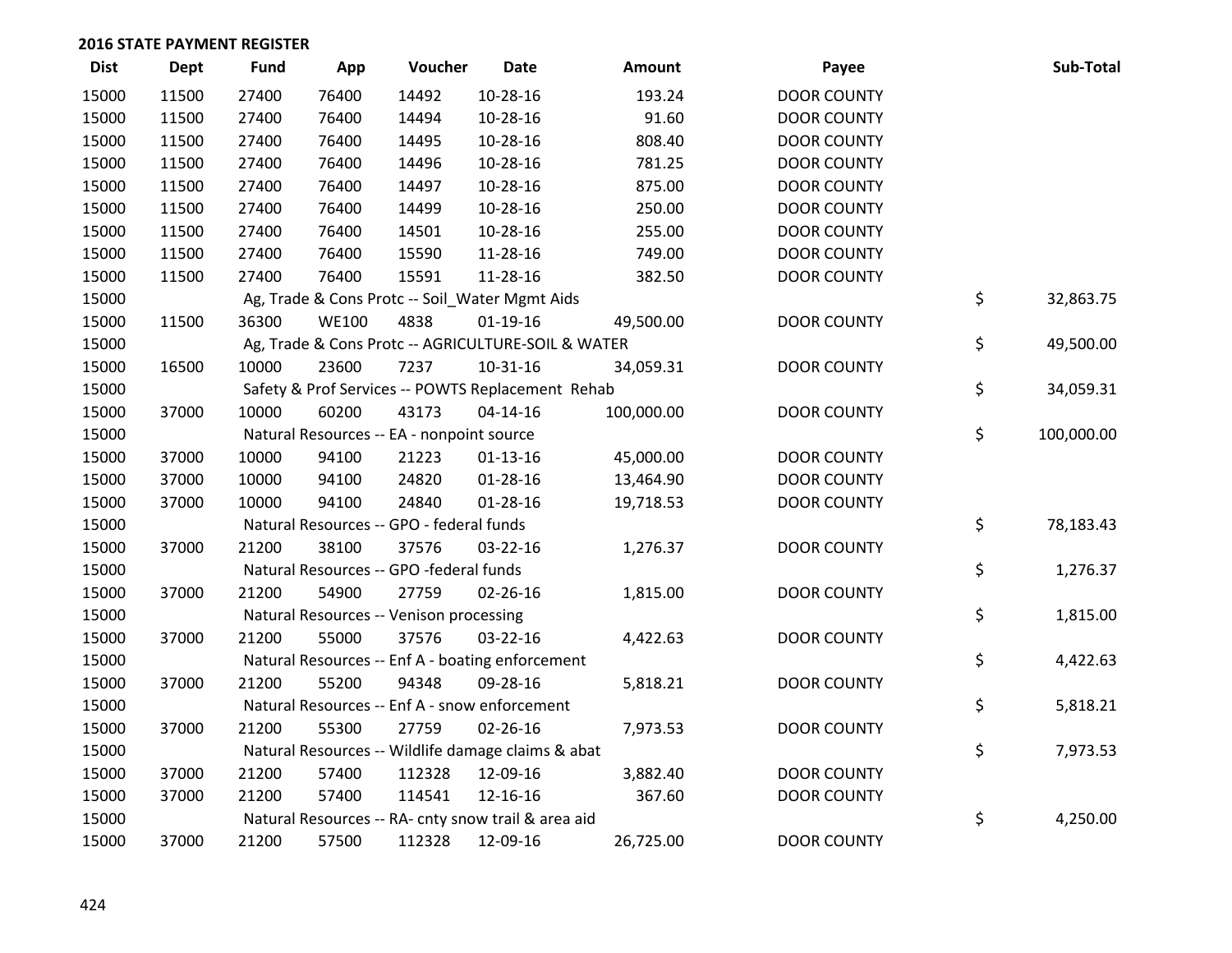## 2016 STATE PAYMENT REGISTER

| Dist | Dept | Fund | App | Voucher | Date | Amount | Payee | Sub-Total |
|---|---|---|---|---|---|---|---|---|
| 15000 | 11500 | 27400 | 76400 | 14492 | 10-28-16 | 193.24 | DOOR COUNTY | |
| 15000 | 11500 | 27400 | 76400 | 14494 | 10-28-16 | 91.60 | DOOR COUNTY | |
| 15000 | 11500 | 27400 | 76400 | 14495 | 10-28-16 | 808.40 | DOOR COUNTY | |
| 15000 | 11500 | 27400 | 76400 | 14496 | 10-28-16 | 781.25 | DOOR COUNTY | |
| 15000 | 11500 | 27400 | 76400 | 14497 | 10-28-16 | 875.00 | DOOR COUNTY | |
| 15000 | 11500 | 27400 | 76400 | 14499 | 10-28-16 | 250.00 | DOOR COUNTY | |
| 15000 | 11500 | 27400 | 76400 | 14501 | 10-28-16 | 255.00 | DOOR COUNTY | |
| 15000 | 11500 | 27400 | 76400 | 15590 | 11-28-16 | 749.00 | DOOR COUNTY | |
| 15000 | 11500 | 27400 | 76400 | 15591 | 11-28-16 | 382.50 | DOOR COUNTY | |
| 15000 | | Ag, Trade & Cons Protc -- Soil_Water Mgmt Aids | | | | | | $ 32,863.75 |
| 15000 | 11500 | 36300 | WE100 | 4838 | 01-19-16 | 49,500.00 | DOOR COUNTY | |
| 15000 | | Ag, Trade & Cons Protc -- AGRICULTURE-SOIL & WATER | | | | | | $ 49,500.00 |
| 15000 | 16500 | 10000 | 23600 | 7237 | 10-31-16 | 34,059.31 | DOOR COUNTY | |
| 15000 | | Safety & Prof Services -- POWTS Replacement Rehab | | | | | | $ 34,059.31 |
| 15000 | 37000 | 10000 | 60200 | 43173 | 04-14-16 | 100,000.00 | DOOR COUNTY | |
| 15000 | | Natural Resources -- EA - nonpoint source | | | | | | $ 100,000.00 |
| 15000 | 37000 | 10000 | 94100 | 21223 | 01-13-16 | 45,000.00 | DOOR COUNTY | |
| 15000 | 37000 | 10000 | 94100 | 24820 | 01-28-16 | 13,464.90 | DOOR COUNTY | |
| 15000 | 37000 | 10000 | 94100 | 24840 | 01-28-16 | 19,718.53 | DOOR COUNTY | |
| 15000 | | Natural Resources -- GPO - federal funds | | | | | | $ 78,183.43 |
| 15000 | 37000 | 21200 | 38100 | 37576 | 03-22-16 | 1,276.37 | DOOR COUNTY | |
| 15000 | | Natural Resources -- GPO -federal funds | | | | | | $ 1,276.37 |
| 15000 | 37000 | 21200 | 54900 | 27759 | 02-26-16 | 1,815.00 | DOOR COUNTY | |
| 15000 | | Natural Resources -- Venison processing | | | | | | $ 1,815.00 |
| 15000 | 37000 | 21200 | 55000 | 37576 | 03-22-16 | 4,422.63 | DOOR COUNTY | |
| 15000 | | Natural Resources -- Enf A - boating enforcement | | | | | | $ 4,422.63 |
| 15000 | 37000 | 21200 | 55200 | 94348 | 09-28-16 | 5,818.21 | DOOR COUNTY | |
| 15000 | | Natural Resources -- Enf A - snow enforcement | | | | | | $ 5,818.21 |
| 15000 | 37000 | 21200 | 55300 | 27759 | 02-26-16 | 7,973.53 | DOOR COUNTY | |
| 15000 | | Natural Resources -- Wildlife damage claims & abat | | | | | | $ 7,973.53 |
| 15000 | 37000 | 21200 | 57400 | 112328 | 12-09-16 | 3,882.40 | DOOR COUNTY | |
| 15000 | 37000 | 21200 | 57400 | 114541 | 12-16-16 | 367.60 | DOOR COUNTY | |
| 15000 | | Natural Resources -- RA- cnty snow trail & area aid | | | | | | $ 4,250.00 |
| 15000 | 37000 | 21200 | 57500 | 112328 | 12-09-16 | 26,725.00 | DOOR COUNTY | |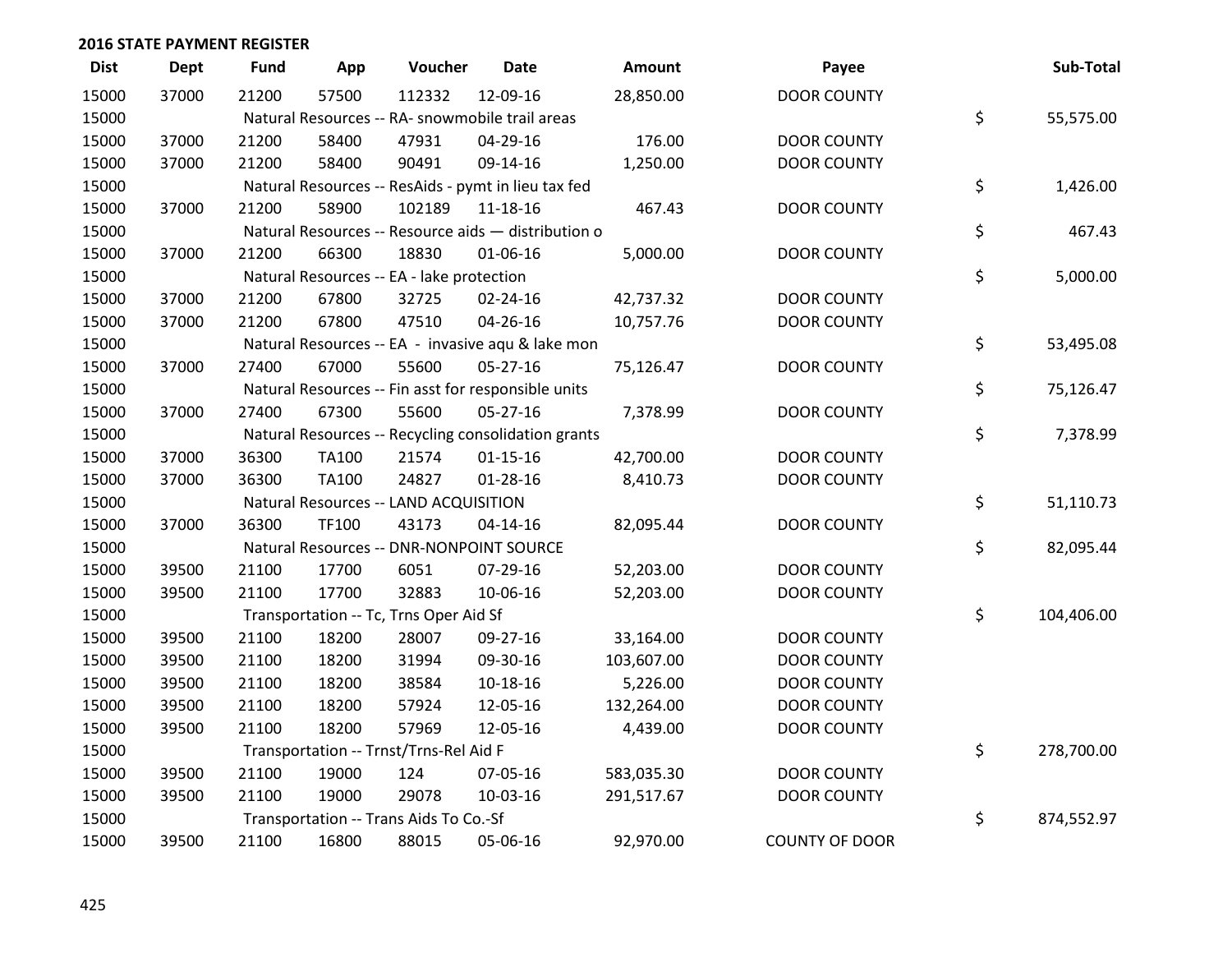## 2016 STATE PAYMENT REGISTER

| Dist | Dept | Fund | App | Voucher | Date | Amount | Payee | | Sub-Total |
|---|---|---|---|---|---|---|---|---|---|
| 15000 | 37000 | 21200 | 57500 | 112332 | 12-09-16 | 28,850.00 | DOOR COUNTY | | |
| 15000 | | Natural Resources -- RA- snowmobile trail areas | | | | | | $ | 55,575.00 |
| 15000 | 37000 | 21200 | 58400 | 47931 | 04-29-16 | 176.00 | DOOR COUNTY | | |
| 15000 | 37000 | 21200 | 58400 | 90491 | 09-14-16 | 1,250.00 | DOOR COUNTY | | |
| 15000 | | Natural Resources -- ResAids - pymt in lieu tax fed | | | | | | $ | 1,426.00 |
| 15000 | 37000 | 21200 | 58900 | 102189 | 11-18-16 | 467.43 | DOOR COUNTY | | |
| 15000 | | Natural Resources -- Resource aids — distribution o | | | | | | $ | 467.43 |
| 15000 | 37000 | 21200 | 66300 | 18830 | 01-06-16 | 5,000.00 | DOOR COUNTY | | |
| 15000 | | Natural Resources -- EA - lake protection | | | | | | $ | 5,000.00 |
| 15000 | 37000 | 21200 | 67800 | 32725 | 02-24-16 | 42,737.32 | DOOR COUNTY | | |
| 15000 | 37000 | 21200 | 67800 | 47510 | 04-26-16 | 10,757.76 | DOOR COUNTY | | |
| 15000 | | Natural Resources -- EA - invasive aqu & lake mon | | | | | | $ | 53,495.08 |
| 15000 | 37000 | 27400 | 67000 | 55600 | 05-27-16 | 75,126.47 | DOOR COUNTY | | |
| 15000 | | Natural Resources -- Fin asst for responsible units | | | | | | $ | 75,126.47 |
| 15000 | 37000 | 27400 | 67300 | 55600 | 05-27-16 | 7,378.99 | DOOR COUNTY | | |
| 15000 | | Natural Resources -- Recycling consolidation grants | | | | | | $ | 7,378.99 |
| 15000 | 37000 | 36300 | TA100 | 21574 | 01-15-16 | 42,700.00 | DOOR COUNTY | | |
| 15000 | 37000 | 36300 | TA100 | 24827 | 01-28-16 | 8,410.73 | DOOR COUNTY | | |
| 15000 | | Natural Resources -- LAND ACQUISITION | | | | | | $ | 51,110.73 |
| 15000 | 37000 | 36300 | TF100 | 43173 | 04-14-16 | 82,095.44 | DOOR COUNTY | | |
| 15000 | | Natural Resources -- DNR-NONPOINT SOURCE | | | | | | $ | 82,095.44 |
| 15000 | 39500 | 21100 | 17700 | 6051 | 07-29-16 | 52,203.00 | DOOR COUNTY | | |
| 15000 | 39500 | 21100 | 17700 | 32883 | 10-06-16 | 52,203.00 | DOOR COUNTY | | |
| 15000 | | Transportation -- Tc, Trns Oper Aid Sf | | | | | | $ | 104,406.00 |
| 15000 | 39500 | 21100 | 18200 | 28007 | 09-27-16 | 33,164.00 | DOOR COUNTY | | |
| 15000 | 39500 | 21100 | 18200 | 31994 | 09-30-16 | 103,607.00 | DOOR COUNTY | | |
| 15000 | 39500 | 21100 | 18200 | 38584 | 10-18-16 | 5,226.00 | DOOR COUNTY | | |
| 15000 | 39500 | 21100 | 18200 | 57924 | 12-05-16 | 132,264.00 | DOOR COUNTY | | |
| 15000 | 39500 | 21100 | 18200 | 57969 | 12-05-16 | 4,439.00 | DOOR COUNTY | | |
| 15000 | | Transportation -- Trnst/Trns-Rel Aid F | | | | | | $ | 278,700.00 |
| 15000 | 39500 | 21100 | 19000 | 124 | 07-05-16 | 583,035.30 | DOOR COUNTY | | |
| 15000 | 39500 | 21100 | 19000 | 29078 | 10-03-16 | 291,517.67 | DOOR COUNTY | | |
| 15000 | | Transportation -- Trans Aids To Co.-Sf | | | | | | $ | 874,552.97 |
| 15000 | 39500 | 21100 | 16800 | 88015 | 05-06-16 | 92,970.00 | COUNTY OF DOOR | | |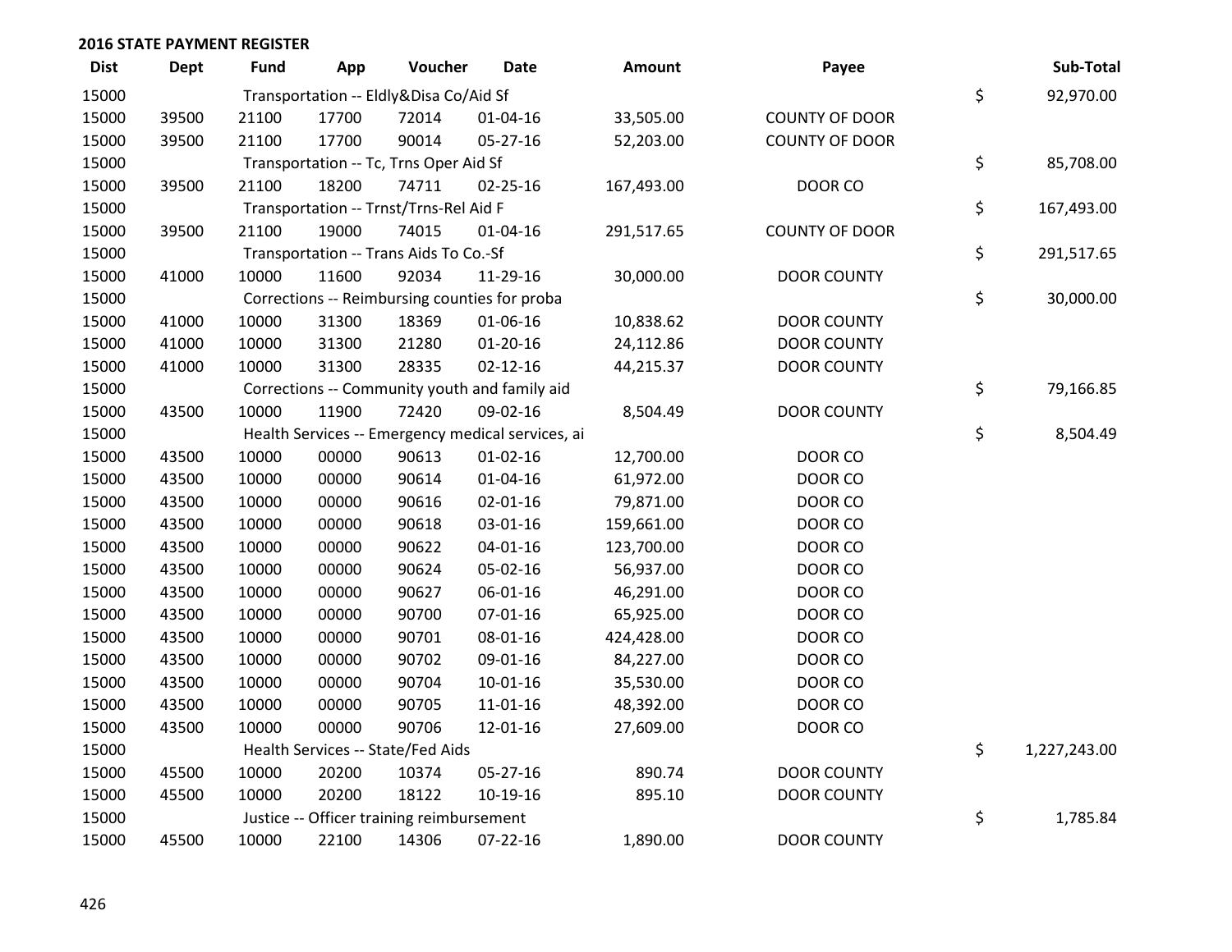## 2016 STATE PAYMENT REGISTER

| Dist | Dept | Fund | App | Voucher | Date | Amount | Payee | | Sub-Total |
|---|---|---|---|---|---|---|---|---|---|
| 15000 | | Transportation -- Eldly&Disa Co/Aid Sf | | | | | | $ | 92,970.00 |
| 15000 | 39500 | 21100 | 17700 | 72014 | 01-04-16 | 33,505.00 | COUNTY OF DOOR | | |
| 15000 | 39500 | 21100 | 17700 | 90014 | 05-27-16 | 52,203.00 | COUNTY OF DOOR | | |
| 15000 | | Transportation -- Tc, Trns Oper Aid Sf | | | | | | $ | 85,708.00 |
| 15000 | 39500 | 21100 | 18200 | 74711 | 02-25-16 | 167,493.00 | DOOR CO | | |
| 15000 | | Transportation -- Trnst/Trns-Rel Aid F | | | | | | $ | 167,493.00 |
| 15000 | 39500 | 21100 | 19000 | 74015 | 01-04-16 | 291,517.65 | COUNTY OF DOOR | | |
| 15000 | | Transportation -- Trans Aids To Co.-Sf | | | | | | $ | 291,517.65 |
| 15000 | 41000 | 10000 | 11600 | 92034 | 11-29-16 | 30,000.00 | DOOR COUNTY | | |
| 15000 | | Corrections -- Reimbursing counties for proba | | | | | | $ | 30,000.00 |
| 15000 | 41000 | 10000 | 31300 | 18369 | 01-06-16 | 10,838.62 | DOOR COUNTY | | |
| 15000 | 41000 | 10000 | 31300 | 21280 | 01-20-16 | 24,112.86 | DOOR COUNTY | | |
| 15000 | 41000 | 10000 | 31300 | 28335 | 02-12-16 | 44,215.37 | DOOR COUNTY | | |
| 15000 | | Corrections -- Community youth and family aid | | | | | | $ | 79,166.85 |
| 15000 | 43500 | 10000 | 11900 | 72420 | 09-02-16 | 8,504.49 | DOOR COUNTY | | |
| 15000 | | Health Services -- Emergency medical services, ai | | | | | | $ | 8,504.49 |
| 15000 | 43500 | 10000 | 00000 | 90613 | 01-02-16 | 12,700.00 | DOOR CO | | |
| 15000 | 43500 | 10000 | 00000 | 90614 | 01-04-16 | 61,972.00 | DOOR CO | | |
| 15000 | 43500 | 10000 | 00000 | 90616 | 02-01-16 | 79,871.00 | DOOR CO | | |
| 15000 | 43500 | 10000 | 00000 | 90618 | 03-01-16 | 159,661.00 | DOOR CO | | |
| 15000 | 43500 | 10000 | 00000 | 90622 | 04-01-16 | 123,700.00 | DOOR CO | | |
| 15000 | 43500 | 10000 | 00000 | 90624 | 05-02-16 | 56,937.00 | DOOR CO | | |
| 15000 | 43500 | 10000 | 00000 | 90627 | 06-01-16 | 46,291.00 | DOOR CO | | |
| 15000 | 43500 | 10000 | 00000 | 90700 | 07-01-16 | 65,925.00 | DOOR CO | | |
| 15000 | 43500 | 10000 | 00000 | 90701 | 08-01-16 | 424,428.00 | DOOR CO | | |
| 15000 | 43500 | 10000 | 00000 | 90702 | 09-01-16 | 84,227.00 | DOOR CO | | |
| 15000 | 43500 | 10000 | 00000 | 90704 | 10-01-16 | 35,530.00 | DOOR CO | | |
| 15000 | 43500 | 10000 | 00000 | 90705 | 11-01-16 | 48,392.00 | DOOR CO | | |
| 15000 | 43500 | 10000 | 00000 | 90706 | 12-01-16 | 27,609.00 | DOOR CO | | |
| 15000 | | Health Services -- State/Fed Aids | | | | | | $ | 1,227,243.00 |
| 15000 | 45500 | 10000 | 20200 | 10374 | 05-27-16 | 890.74 | DOOR COUNTY | | |
| 15000 | 45500 | 10000 | 20200 | 18122 | 10-19-16 | 895.10 | DOOR COUNTY | | |
| 15000 | | Justice -- Officer training reimbursement | | | | | | $ | 1,785.84 |
| 15000 | 45500 | 10000 | 22100 | 14306 | 07-22-16 | 1,890.00 | DOOR COUNTY | | |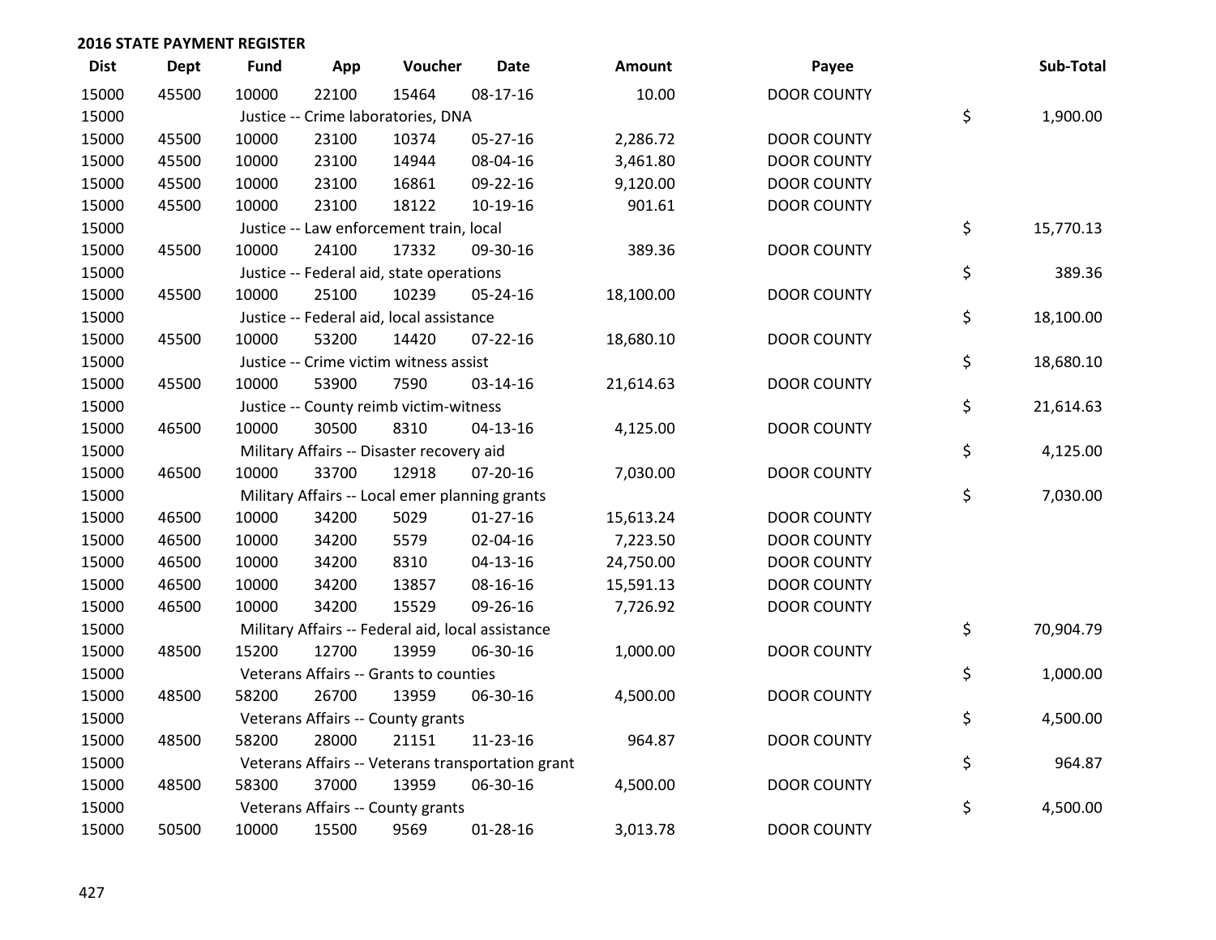## 2016 STATE PAYMENT REGISTER

| Dist | Dept | Fund | App | Voucher | Date | Amount | Payee | Sub-Total |
|---|---|---|---|---|---|---|---|---|
| 15000 | 45500 | 10000 | 22100 | 15464 | 08-17-16 | 10.00 | DOOR COUNTY | |
| 15000 | | Justice -- Crime laboratories, DNA | | | | | | $ 1,900.00 |
| 15000 | 45500 | 10000 | 23100 | 10374 | 05-27-16 | 2,286.72 | DOOR COUNTY | |
| 15000 | 45500 | 10000 | 23100 | 14944 | 08-04-16 | 3,461.80 | DOOR COUNTY | |
| 15000 | 45500 | 10000 | 23100 | 16861 | 09-22-16 | 9,120.00 | DOOR COUNTY | |
| 15000 | 45500 | 10000 | 23100 | 18122 | 10-19-16 | 901.61 | DOOR COUNTY | |
| 15000 | | Justice -- Law enforcement train, local | | | | | | $ 15,770.13 |
| 15000 | 45500 | 10000 | 24100 | 17332 | 09-30-16 | 389.36 | DOOR COUNTY | |
| 15000 | | Justice -- Federal aid, state operations | | | | | | $ 389.36 |
| 15000 | 45500 | 10000 | 25100 | 10239 | 05-24-16 | 18,100.00 | DOOR COUNTY | |
| 15000 | | Justice -- Federal aid, local assistance | | | | | | $ 18,100.00 |
| 15000 | 45500 | 10000 | 53200 | 14420 | 07-22-16 | 18,680.10 | DOOR COUNTY | |
| 15000 | | Justice -- Crime victim witness assist | | | | | | $ 18,680.10 |
| 15000 | 45500 | 10000 | 53900 | 7590 | 03-14-16 | 21,614.63 | DOOR COUNTY | |
| 15000 | | Justice -- County reimb victim-witness | | | | | | $ 21,614.63 |
| 15000 | 46500 | 10000 | 30500 | 8310 | 04-13-16 | 4,125.00 | DOOR COUNTY | |
| 15000 | | Military Affairs -- Disaster recovery aid | | | | | | $ 4,125.00 |
| 15000 | 46500 | 10000 | 33700 | 12918 | 07-20-16 | 7,030.00 | DOOR COUNTY | |
| 15000 | | Military Affairs -- Local emer planning grants | | | | | | $ 7,030.00 |
| 15000 | 46500 | 10000 | 34200 | 5029 | 01-27-16 | 15,613.24 | DOOR COUNTY | |
| 15000 | 46500 | 10000 | 34200 | 5579 | 02-04-16 | 7,223.50 | DOOR COUNTY | |
| 15000 | 46500 | 10000 | 34200 | 8310 | 04-13-16 | 24,750.00 | DOOR COUNTY | |
| 15000 | 46500 | 10000 | 34200 | 13857 | 08-16-16 | 15,591.13 | DOOR COUNTY | |
| 15000 | 46500 | 10000 | 34200 | 15529 | 09-26-16 | 7,726.92 | DOOR COUNTY | |
| 15000 | | Military Affairs -- Federal aid, local assistance | | | | | | $ 70,904.79 |
| 15000 | 48500 | 15200 | 12700 | 13959 | 06-30-16 | 1,000.00 | DOOR COUNTY | |
| 15000 | | Veterans Affairs -- Grants to counties | | | | | | $ 1,000.00 |
| 15000 | 48500 | 58200 | 26700 | 13959 | 06-30-16 | 4,500.00 | DOOR COUNTY | |
| 15000 | | Veterans Affairs -- County grants | | | | | | $ 4,500.00 |
| 15000 | 48500 | 58200 | 28000 | 21151 | 11-23-16 | 964.87 | DOOR COUNTY | |
| 15000 | | Veterans Affairs -- Veterans transportation grant | | | | | | $ 964.87 |
| 15000 | 48500 | 58300 | 37000 | 13959 | 06-30-16 | 4,500.00 | DOOR COUNTY | |
| 15000 | | Veterans Affairs -- County grants | | | | | | $ 4,500.00 |
| 15000 | 50500 | 10000 | 15500 | 9569 | 01-28-16 | 3,013.78 | DOOR COUNTY | |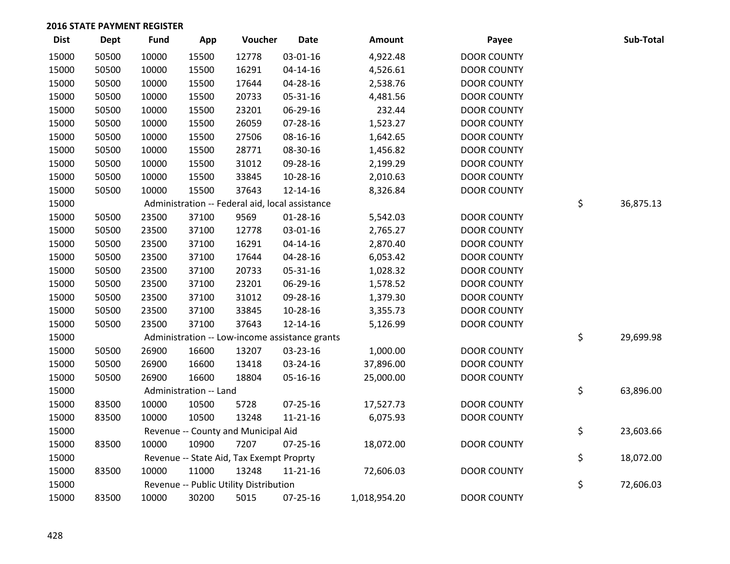## 2016 STATE PAYMENT REGISTER

| Dist | Dept | Fund | App | Voucher | Date | Amount | Payee | Sub-Total |
|---|---|---|---|---|---|---|---|---|
| 15000 | 50500 | 10000 | 15500 | 12778 | 03-01-16 | 4,922.48 | DOOR COUNTY | |
| 15000 | 50500 | 10000 | 15500 | 16291 | 04-14-16 | 4,526.61 | DOOR COUNTY | |
| 15000 | 50500 | 10000 | 15500 | 17644 | 04-28-16 | 2,538.76 | DOOR COUNTY | |
| 15000 | 50500 | 10000 | 15500 | 20733 | 05-31-16 | 4,481.56 | DOOR COUNTY | |
| 15000 | 50500 | 10000 | 15500 | 23201 | 06-29-16 | 232.44 | DOOR COUNTY | |
| 15000 | 50500 | 10000 | 15500 | 26059 | 07-28-16 | 1,523.27 | DOOR COUNTY | |
| 15000 | 50500 | 10000 | 15500 | 27506 | 08-16-16 | 1,642.65 | DOOR COUNTY | |
| 15000 | 50500 | 10000 | 15500 | 28771 | 08-30-16 | 1,456.82 | DOOR COUNTY | |
| 15000 | 50500 | 10000 | 15500 | 31012 | 09-28-16 | 2,199.29 | DOOR COUNTY | |
| 15000 | 50500 | 10000 | 15500 | 33845 | 10-28-16 | 2,010.63 | DOOR COUNTY | |
| 15000 | 50500 | 10000 | 15500 | 37643 | 12-14-16 | 8,326.84 | DOOR COUNTY | |
| 15000 | | Administration -- Federal aid, local assistance | | | | | | $ 36,875.13 |
| 15000 | 50500 | 23500 | 37100 | 9569 | 01-28-16 | 5,542.03 | DOOR COUNTY | |
| 15000 | 50500 | 23500 | 37100 | 12778 | 03-01-16 | 2,765.27 | DOOR COUNTY | |
| 15000 | 50500 | 23500 | 37100 | 16291 | 04-14-16 | 2,870.40 | DOOR COUNTY | |
| 15000 | 50500 | 23500 | 37100 | 17644 | 04-28-16 | 6,053.42 | DOOR COUNTY | |
| 15000 | 50500 | 23500 | 37100 | 20733 | 05-31-16 | 1,028.32 | DOOR COUNTY | |
| 15000 | 50500 | 23500 | 37100 | 23201 | 06-29-16 | 1,578.52 | DOOR COUNTY | |
| 15000 | 50500 | 23500 | 37100 | 31012 | 09-28-16 | 1,379.30 | DOOR COUNTY | |
| 15000 | 50500 | 23500 | 37100 | 33845 | 10-28-16 | 3,355.73 | DOOR COUNTY | |
| 15000 | 50500 | 23500 | 37100 | 37643 | 12-14-16 | 5,126.99 | DOOR COUNTY | |
| 15000 | | Administration -- Low-income assistance grants | | | | | | $ 29,699.98 |
| 15000 | 50500 | 26900 | 16600 | 13207 | 03-23-16 | 1,000.00 | DOOR COUNTY | |
| 15000 | 50500 | 26900 | 16600 | 13418 | 03-24-16 | 37,896.00 | DOOR COUNTY | |
| 15000 | 50500 | 26900 | 16600 | 18804 | 05-16-16 | 25,000.00 | DOOR COUNTY | |
| 15000 | | Administration -- Land | | | | | | $ 63,896.00 |
| 15000 | 83500 | 10000 | 10500 | 5728 | 07-25-16 | 17,527.73 | DOOR COUNTY | |
| 15000 | 83500 | 10000 | 10500 | 13248 | 11-21-16 | 6,075.93 | DOOR COUNTY | |
| 15000 | | Revenue -- County and Municipal Aid | | | | | | $ 23,603.66 |
| 15000 | 83500 | 10000 | 10900 | 7207 | 07-25-16 | 18,072.00 | DOOR COUNTY | |
| 15000 | | Revenue -- State Aid, Tax Exempt Proprty | | | | | | $ 18,072.00 |
| 15000 | 83500 | 10000 | 11000 | 13248 | 11-21-16 | 72,606.03 | DOOR COUNTY | |
| 15000 | | Revenue -- Public Utility Distribution | | | | | | $ 72,606.03 |
| 15000 | 83500 | 10000 | 30200 | 5015 | 07-25-16 | 1,018,954.20 | DOOR COUNTY | |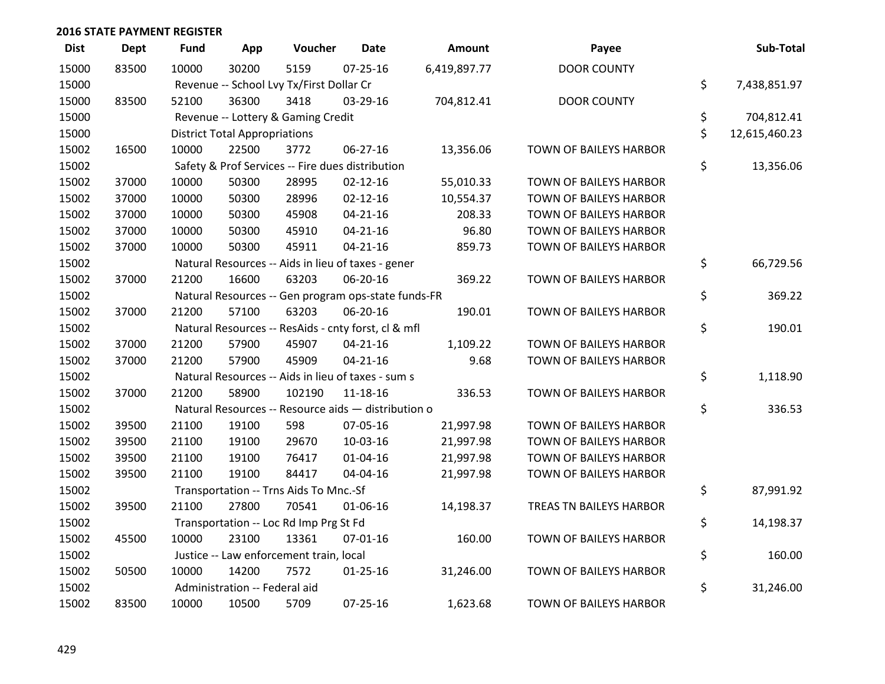## 2016 STATE PAYMENT REGISTER

| Dist | Dept | Fund | App | Voucher | Date | Amount | Payee | Sub-Total |
|---|---|---|---|---|---|---|---|---|
| 15000 | 83500 | 10000 | 30200 | 5159 | 07-25-16 | 6,419,897.77 | DOOR COUNTY | |
| 15000 | | Revenue -- School Lvy Tx/First Dollar Cr | | | | | | $ 7,438,851.97 |
| 15000 | 83500 | 52100 | 36300 | 3418 | 03-29-16 | 704,812.41 | DOOR COUNTY | |
| 15000 | | Revenue -- Lottery & Gaming Credit | | | | | | $ 704,812.41 |
| 15000 | | District Total Appropriations | | | | | | $ 12,615,460.23 |
| 15002 | 16500 | 10000 | 22500 | 3772 | 06-27-16 | 13,356.06 | TOWN OF BAILEYS HARBOR | |
| 15002 | | Safety & Prof Services -- Fire dues distribution | | | | | | $ 13,356.06 |
| 15002 | 37000 | 10000 | 50300 | 28995 | 02-12-16 | 55,010.33 | TOWN OF BAILEYS HARBOR | |
| 15002 | 37000 | 10000 | 50300 | 28996 | 02-12-16 | 10,554.37 | TOWN OF BAILEYS HARBOR | |
| 15002 | 37000 | 10000 | 50300 | 45908 | 04-21-16 | 208.33 | TOWN OF BAILEYS HARBOR | |
| 15002 | 37000 | 10000 | 50300 | 45910 | 04-21-16 | 96.80 | TOWN OF BAILEYS HARBOR | |
| 15002 | 37000 | 10000 | 50300 | 45911 | 04-21-16 | 859.73 | TOWN OF BAILEYS HARBOR | |
| 15002 | | Natural Resources -- Aids in lieu of taxes - gener | | | | | | $ 66,729.56 |
| 15002 | 37000 | 21200 | 16600 | 63203 | 06-20-16 | 369.22 | TOWN OF BAILEYS HARBOR | |
| 15002 | | Natural Resources -- Gen program ops-state funds-FR | | | | | | $ 369.22 |
| 15002 | 37000 | 21200 | 57100 | 63203 | 06-20-16 | 190.01 | TOWN OF BAILEYS HARBOR | |
| 15002 | | Natural Resources -- ResAids - cnty forst, cl & mfl | | | | | | $ 190.01 |
| 15002 | 37000 | 21200 | 57900 | 45907 | 04-21-16 | 1,109.22 | TOWN OF BAILEYS HARBOR | |
| 15002 | 37000 | 21200 | 57900 | 45909 | 04-21-16 | 9.68 | TOWN OF BAILEYS HARBOR | |
| 15002 | | Natural Resources -- Aids in lieu of taxes - sum s | | | | | | $ 1,118.90 |
| 15002 | 37000 | 21200 | 58900 | 102190 | 11-18-16 | 336.53 | TOWN OF BAILEYS HARBOR | |
| 15002 | | Natural Resources -- Resource aids — distribution o | | | | | | $ 336.53 |
| 15002 | 39500 | 21100 | 19100 | 598 | 07-05-16 | 21,997.98 | TOWN OF BAILEYS HARBOR | |
| 15002 | 39500 | 21100 | 19100 | 29670 | 10-03-16 | 21,997.98 | TOWN OF BAILEYS HARBOR | |
| 15002 | 39500 | 21100 | 19100 | 76417 | 01-04-16 | 21,997.98 | TOWN OF BAILEYS HARBOR | |
| 15002 | 39500 | 21100 | 19100 | 84417 | 04-04-16 | 21,997.98 | TOWN OF BAILEYS HARBOR | |
| 15002 | | Transportation -- Trns Aids To Mnc.-Sf | | | | | | $ 87,991.92 |
| 15002 | 39500 | 21100 | 27800 | 70541 | 01-06-16 | 14,198.37 | TREAS TN BAILEYS HARBOR | |
| 15002 | | Transportation -- Loc Rd Imp Prg St Fd | | | | | | $ 14,198.37 |
| 15002 | 45500 | 10000 | 23100 | 13361 | 07-01-16 | 160.00 | TOWN OF BAILEYS HARBOR | |
| 15002 | | Justice -- Law enforcement train, local | | | | | | $ 160.00 |
| 15002 | 50500 | 10000 | 14200 | 7572 | 01-25-16 | 31,246.00 | TOWN OF BAILEYS HARBOR | |
| 15002 | | Administration -- Federal aid | | | | | | $ 31,246.00 |
| 15002 | 83500 | 10000 | 10500 | 5709 | 07-25-16 | 1,623.68 | TOWN OF BAILEYS HARBOR | |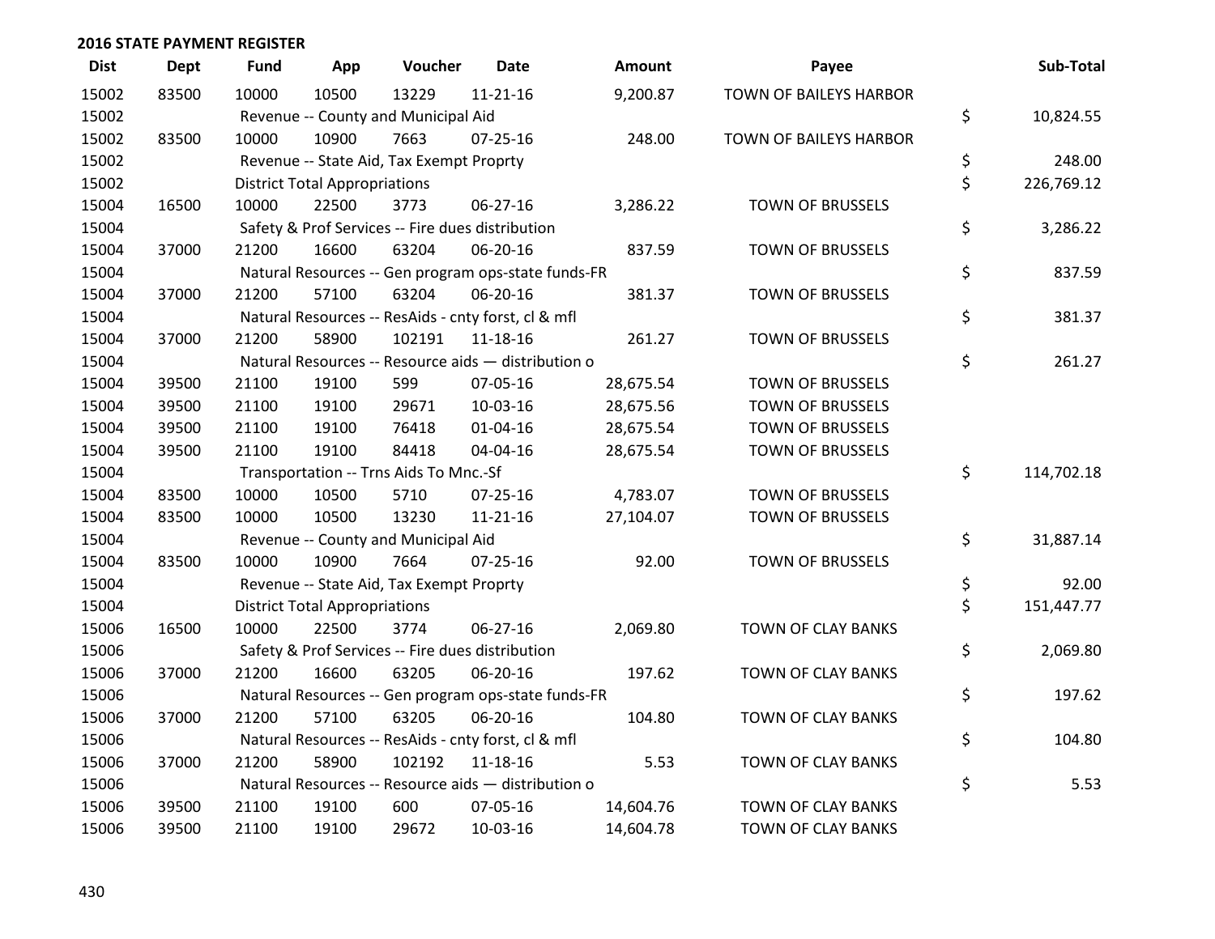## 2016 STATE PAYMENT REGISTER

| Dist | Dept | Fund | App | Voucher | Date | Amount | Payee | Sub-Total |
|---|---|---|---|---|---|---|---|---|
| 15002 | 83500 | 10000 | 10500 | 13229 | 11-21-16 | 9,200.87 | TOWN OF BAILEYS HARBOR | |
| 15002 | | Revenue -- County and Municipal Aid | | | | | | $ 10,824.55 |
| 15002 | 83500 | 10000 | 10900 | 7663 | 07-25-16 | 248.00 | TOWN OF BAILEYS HARBOR | |
| 15002 | | Revenue -- State Aid, Tax Exempt Proprty | | | | | | $ 248.00 |
| 15002 | | District Total Appropriations | | | | | | $ 226,769.12 |
| 15004 | 16500 | 10000 | 22500 | 3773 | 06-27-16 | 3,286.22 | TOWN OF BRUSSELS | |
| 15004 | | Safety & Prof Services -- Fire dues distribution | | | | | | $ 3,286.22 |
| 15004 | 37000 | 21200 | 16600 | 63204 | 06-20-16 | 837.59 | TOWN OF BRUSSELS | |
| 15004 | | Natural Resources -- Gen program ops-state funds-FR | | | | | | $ 837.59 |
| 15004 | 37000 | 21200 | 57100 | 63204 | 06-20-16 | 381.37 | TOWN OF BRUSSELS | |
| 15004 | | Natural Resources -- ResAids - cnty forst, cl & mfl | | | | | | $ 381.37 |
| 15004 | 37000 | 21200 | 58900 | 102191 | 11-18-16 | 261.27 | TOWN OF BRUSSELS | |
| 15004 | | Natural Resources -- Resource aids — distribution o | | | | | | $ 261.27 |
| 15004 | 39500 | 21100 | 19100 | 599 | 07-05-16 | 28,675.54 | TOWN OF BRUSSELS | |
| 15004 | 39500 | 21100 | 19100 | 29671 | 10-03-16 | 28,675.56 | TOWN OF BRUSSELS | |
| 15004 | 39500 | 21100 | 19100 | 76418 | 01-04-16 | 28,675.54 | TOWN OF BRUSSELS | |
| 15004 | 39500 | 21100 | 19100 | 84418 | 04-04-16 | 28,675.54 | TOWN OF BRUSSELS | |
| 15004 | | Transportation -- Trns Aids To Mnc.-Sf | | | | | | $ 114,702.18 |
| 15004 | 83500 | 10000 | 10500 | 5710 | 07-25-16 | 4,783.07 | TOWN OF BRUSSELS | |
| 15004 | 83500 | 10000 | 10500 | 13230 | 11-21-16 | 27,104.07 | TOWN OF BRUSSELS | |
| 15004 | | Revenue -- County and Municipal Aid | | | | | | $ 31,887.14 |
| 15004 | 83500 | 10000 | 10900 | 7664 | 07-25-16 | 92.00 | TOWN OF BRUSSELS | |
| 15004 | | Revenue -- State Aid, Tax Exempt Proprty | | | | | | $ 92.00 |
| 15004 | | District Total Appropriations | | | | | | $ 151,447.77 |
| 15006 | 16500 | 10000 | 22500 | 3774 | 06-27-16 | 2,069.80 | TOWN OF CLAY BANKS | |
| 15006 | | Safety & Prof Services -- Fire dues distribution | | | | | | $ 2,069.80 |
| 15006 | 37000 | 21200 | 16600 | 63205 | 06-20-16 | 197.62 | TOWN OF CLAY BANKS | |
| 15006 | | Natural Resources -- Gen program ops-state funds-FR | | | | | | $ 197.62 |
| 15006 | 37000 | 21200 | 57100 | 63205 | 06-20-16 | 104.80 | TOWN OF CLAY BANKS | |
| 15006 | | Natural Resources -- ResAids - cnty forst, cl & mfl | | | | | | $ 104.80 |
| 15006 | 37000 | 21200 | 58900 | 102192 | 11-18-16 | 5.53 | TOWN OF CLAY BANKS | |
| 15006 | | Natural Resources -- Resource aids — distribution o | | | | | | $ 5.53 |
| 15006 | 39500 | 21100 | 19100 | 600 | 07-05-16 | 14,604.76 | TOWN OF CLAY BANKS | |
| 15006 | 39500 | 21100 | 19100 | 29672 | 10-03-16 | 14,604.78 | TOWN OF CLAY BANKS | |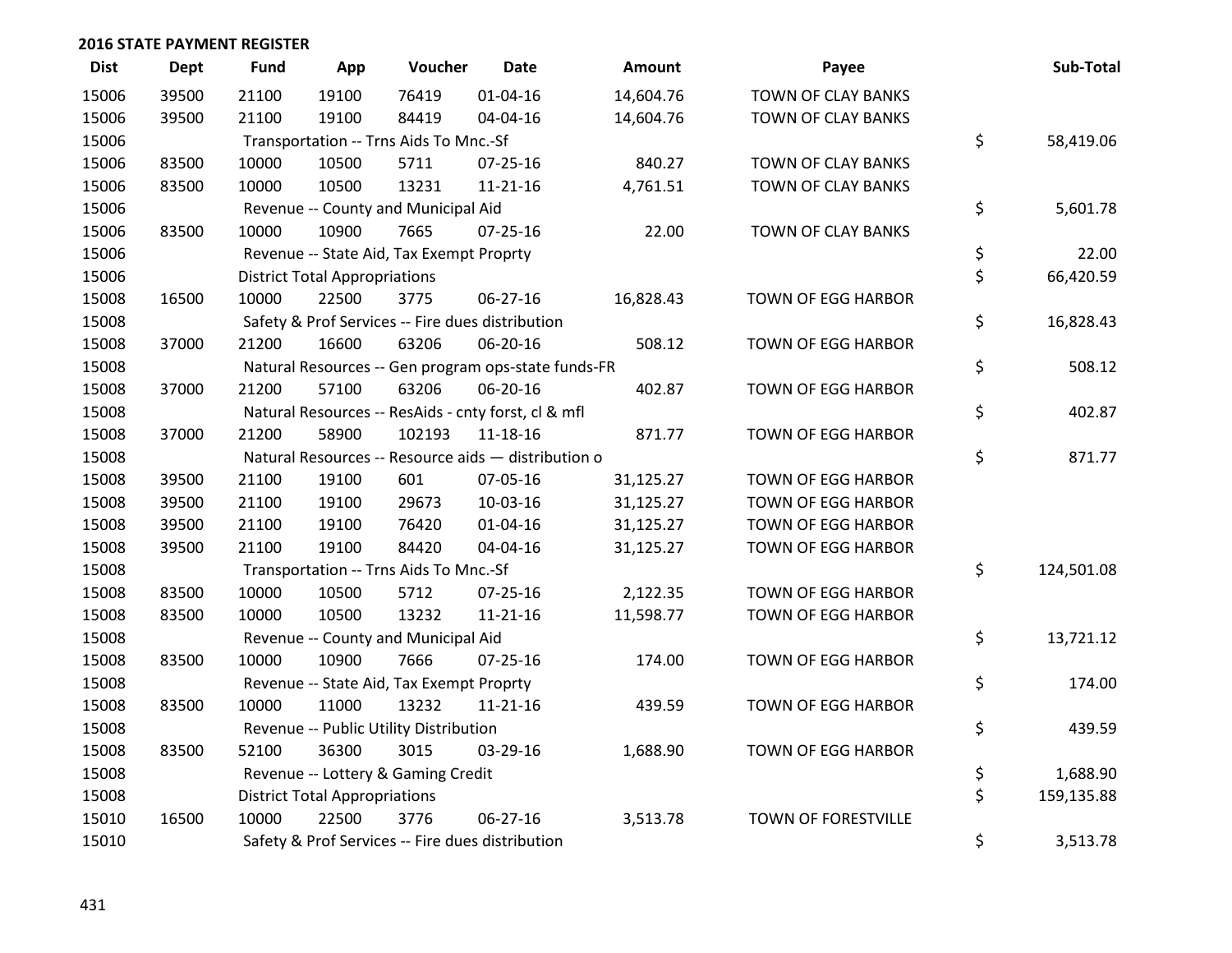## 2016 STATE PAYMENT REGISTER

| Dist | Dept | Fund | App | Voucher | Date | Amount | Payee | Sub-Total |
|---|---|---|---|---|---|---|---|---|
| 15006 | 39500 | 21100 | 19100 | 76419 | 01-04-16 | 14,604.76 | TOWN OF CLAY BANKS | |
| 15006 | 39500 | 21100 | 19100 | 84419 | 04-04-16 | 14,604.76 | TOWN OF CLAY BANKS | |
| 15006 | | Transportation -- Trns Aids To Mnc.-Sf | | | | | | $ 58,419.06 |
| 15006 | 83500 | 10000 | 10500 | 5711 | 07-25-16 | 840.27 | TOWN OF CLAY BANKS | |
| 15006 | 83500 | 10000 | 10500 | 13231 | 11-21-16 | 4,761.51 | TOWN OF CLAY BANKS | |
| 15006 | | Revenue -- County and Municipal Aid | | | | | | $ 5,601.78 |
| 15006 | 83500 | 10000 | 10900 | 7665 | 07-25-16 | 22.00 | TOWN OF CLAY BANKS | |
| 15006 | | Revenue -- State Aid, Tax Exempt Proprty | | | | | | $ 22.00 |
| 15006 | | District Total Appropriations | | | | | | $ 66,420.59 |
| 15008 | 16500 | 10000 | 22500 | 3775 | 06-27-16 | 16,828.43 | TOWN OF EGG HARBOR | |
| 15008 | | Safety & Prof Services -- Fire dues distribution | | | | | | $ 16,828.43 |
| 15008 | 37000 | 21200 | 16600 | 63206 | 06-20-16 | 508.12 | TOWN OF EGG HARBOR | |
| 15008 | | Natural Resources -- Gen program ops-state funds-FR | | | | | | $ 508.12 |
| 15008 | 37000 | 21200 | 57100 | 63206 | 06-20-16 | 402.87 | TOWN OF EGG HARBOR | |
| 15008 | | Natural Resources -- ResAids - cnty forst, cl & mfl | | | | | | $ 402.87 |
| 15008 | 37000 | 21200 | 58900 | 102193 | 11-18-16 | 871.77 | TOWN OF EGG HARBOR | |
| 15008 | | Natural Resources -- Resource aids — distribution o | | | | | | $ 871.77 |
| 15008 | 39500 | 21100 | 19100 | 601 | 07-05-16 | 31,125.27 | TOWN OF EGG HARBOR | |
| 15008 | 39500 | 21100 | 19100 | 29673 | 10-03-16 | 31,125.27 | TOWN OF EGG HARBOR | |
| 15008 | 39500 | 21100 | 19100 | 76420 | 01-04-16 | 31,125.27 | TOWN OF EGG HARBOR | |
| 15008 | 39500 | 21100 | 19100 | 84420 | 04-04-16 | 31,125.27 | TOWN OF EGG HARBOR | |
| 15008 | | Transportation -- Trns Aids To Mnc.-Sf | | | | | | $ 124,501.08 |
| 15008 | 83500 | 10000 | 10500 | 5712 | 07-25-16 | 2,122.35 | TOWN OF EGG HARBOR | |
| 15008 | 83500 | 10000 | 10500 | 13232 | 11-21-16 | 11,598.77 | TOWN OF EGG HARBOR | |
| 15008 | | Revenue -- County and Municipal Aid | | | | | | $ 13,721.12 |
| 15008 | 83500 | 10000 | 10900 | 7666 | 07-25-16 | 174.00 | TOWN OF EGG HARBOR | |
| 15008 | | Revenue -- State Aid, Tax Exempt Proprty | | | | | | $ 174.00 |
| 15008 | 83500 | 10000 | 11000 | 13232 | 11-21-16 | 439.59 | TOWN OF EGG HARBOR | |
| 15008 | | Revenue -- Public Utility Distribution | | | | | | $ 439.59 |
| 15008 | 83500 | 52100 | 36300 | 3015 | 03-29-16 | 1,688.90 | TOWN OF EGG HARBOR | |
| 15008 | | Revenue -- Lottery & Gaming Credit | | | | | | $ 1,688.90 |
| 15008 | | District Total Appropriations | | | | | | $ 159,135.88 |
| 15010 | 16500 | 10000 | 22500 | 3776 | 06-27-16 | 3,513.78 | TOWN OF FORESTVILLE | |
| 15010 | | Safety & Prof Services -- Fire dues distribution | | | | | | $ 3,513.78 |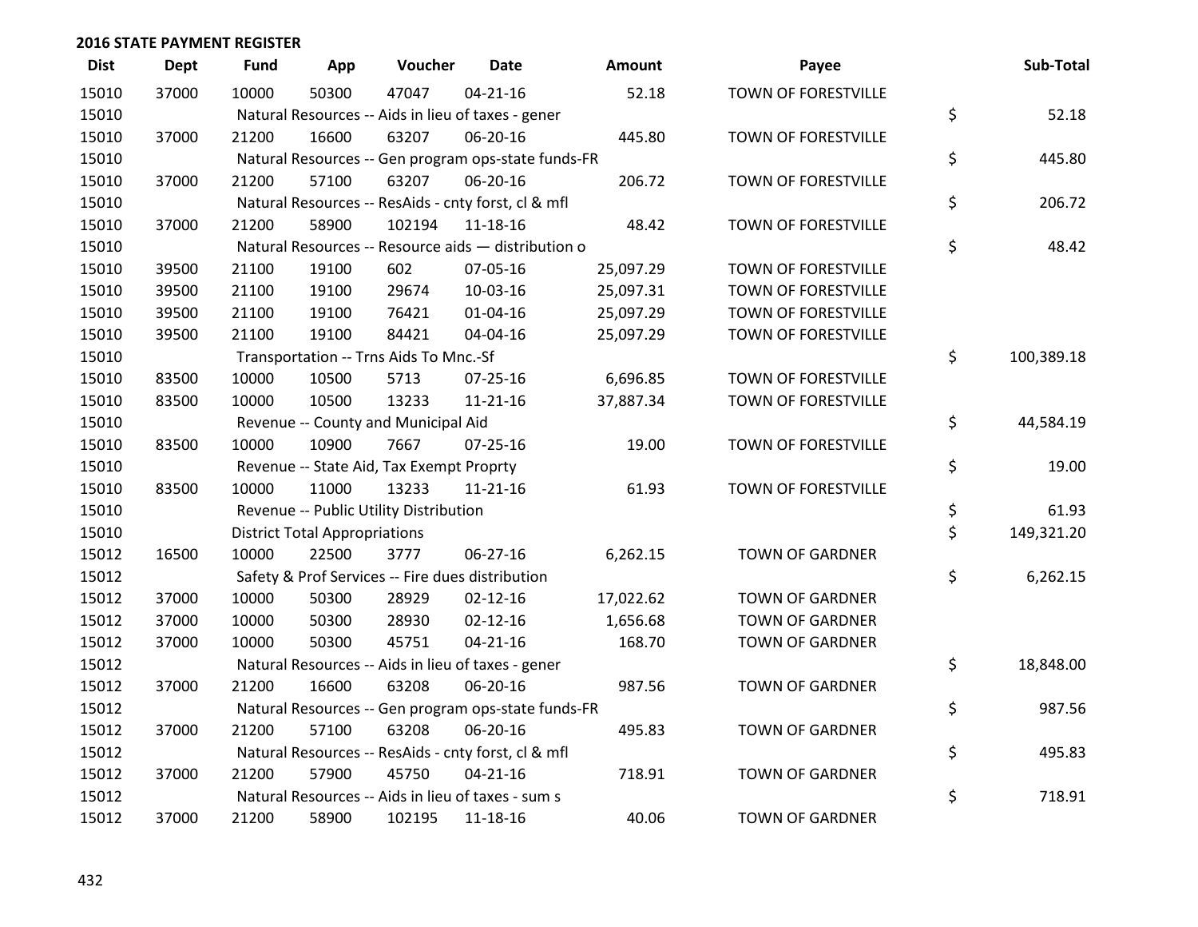## 2016 STATE PAYMENT REGISTER

| Dist | Dept | Fund | App | Voucher | Date | Amount | Payee | Sub-Total |
|---|---|---|---|---|---|---|---|---|
| 15010 | 37000 | 10000 | 50300 | 47047 | 04-21-16 | 52.18 | TOWN OF FORESTVILLE | |
| 15010 | | Natural Resources -- Aids in lieu of taxes - gener | | | | | | $ 52.18 |
| 15010 | 37000 | 21200 | 16600 | 63207 | 06-20-16 | 445.80 | TOWN OF FORESTVILLE | |
| 15010 | | Natural Resources -- Gen program ops-state funds-FR | | | | | | $ 445.80 |
| 15010 | 37000 | 21200 | 57100 | 63207 | 06-20-16 | 206.72 | TOWN OF FORESTVILLE | |
| 15010 | | Natural Resources -- ResAids - cnty forst, cl & mfl | | | | | | $ 206.72 |
| 15010 | 37000 | 21200 | 58900 | 102194 | 11-18-16 | 48.42 | TOWN OF FORESTVILLE | |
| 15010 | | Natural Resources -- Resource aids — distribution o | | | | | | $ 48.42 |
| 15010 | 39500 | 21100 | 19100 | 602 | 07-05-16 | 25,097.29 | TOWN OF FORESTVILLE | |
| 15010 | 39500 | 21100 | 19100 | 29674 | 10-03-16 | 25,097.31 | TOWN OF FORESTVILLE | |
| 15010 | 39500 | 21100 | 19100 | 76421 | 01-04-16 | 25,097.29 | TOWN OF FORESTVILLE | |
| 15010 | 39500 | 21100 | 19100 | 84421 | 04-04-16 | 25,097.29 | TOWN OF FORESTVILLE | |
| 15010 | | Transportation -- Trns Aids To Mnc.-Sf | | | | | | $ 100,389.18 |
| 15010 | 83500 | 10000 | 10500 | 5713 | 07-25-16 | 6,696.85 | TOWN OF FORESTVILLE | |
| 15010 | 83500 | 10000 | 10500 | 13233 | 11-21-16 | 37,887.34 | TOWN OF FORESTVILLE | |
| 15010 | | Revenue -- County and Municipal Aid | | | | | | $ 44,584.19 |
| 15010 | 83500 | 10000 | 10900 | 7667 | 07-25-16 | 19.00 | TOWN OF FORESTVILLE | |
| 15010 | | Revenue -- State Aid, Tax Exempt Proprty | | | | | | $ 19.00 |
| 15010 | 83500 | 10000 | 11000 | 13233 | 11-21-16 | 61.93 | TOWN OF FORESTVILLE | |
| 15010 | | Revenue -- Public Utility Distribution | | | | | | $ 61.93 |
| 15010 | | District Total Appropriations | | | | | | $ 149,321.20 |
| 15012 | 16500 | 10000 | 22500 | 3777 | 06-27-16 | 6,262.15 | TOWN OF GARDNER | |
| 15012 | | Safety & Prof Services -- Fire dues distribution | | | | | | $ 6,262.15 |
| 15012 | 37000 | 10000 | 50300 | 28929 | 02-12-16 | 17,022.62 | TOWN OF GARDNER | |
| 15012 | 37000 | 10000 | 50300 | 28930 | 02-12-16 | 1,656.68 | TOWN OF GARDNER | |
| 15012 | 37000 | 10000 | 50300 | 45751 | 04-21-16 | 168.70 | TOWN OF GARDNER | |
| 15012 | | Natural Resources -- Aids in lieu of taxes - gener | | | | | | $ 18,848.00 |
| 15012 | 37000 | 21200 | 16600 | 63208 | 06-20-16 | 987.56 | TOWN OF GARDNER | |
| 15012 | | Natural Resources -- Gen program ops-state funds-FR | | | | | | $ 987.56 |
| 15012 | 37000 | 21200 | 57100 | 63208 | 06-20-16 | 495.83 | TOWN OF GARDNER | |
| 15012 | | Natural Resources -- ResAids - cnty forst, cl & mfl | | | | | | $ 495.83 |
| 15012 | 37000 | 21200 | 57900 | 45750 | 04-21-16 | 718.91 | TOWN OF GARDNER | |
| 15012 | | Natural Resources -- Aids in lieu of taxes - sum s | | | | | | $ 718.91 |
| 15012 | 37000 | 21200 | 58900 | 102195 | 11-18-16 | 40.06 | TOWN OF GARDNER | |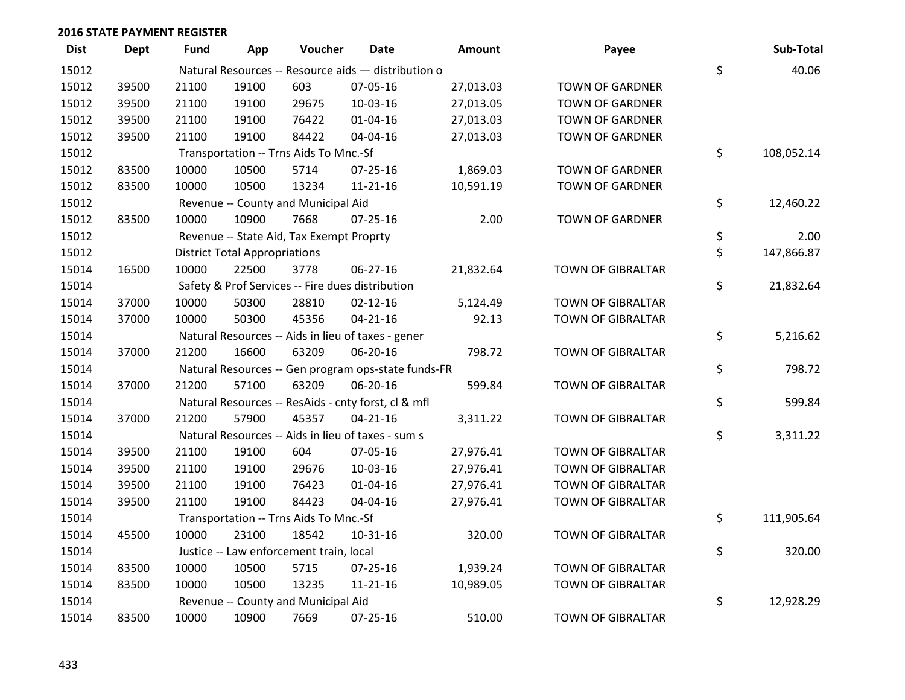## 2016 STATE PAYMENT REGISTER

| Dist | Dept | Fund | App | Voucher | Date | Amount | Payee | Sub-Total |
|---|---|---|---|---|---|---|---|---|
| 15012 | | Natural Resources -- Resource aids — distribution o | | | | | | $ 40.06 |
| 15012 | 39500 | 21100 | 19100 | 603 | 07-05-16 | 27,013.03 | TOWN OF GARDNER | |
| 15012 | 39500 | 21100 | 19100 | 29675 | 10-03-16 | 27,013.05 | TOWN OF GARDNER | |
| 15012 | 39500 | 21100 | 19100 | 76422 | 01-04-16 | 27,013.03 | TOWN OF GARDNER | |
| 15012 | 39500 | 21100 | 19100 | 84422 | 04-04-16 | 27,013.03 | TOWN OF GARDNER | |
| 15012 | | Transportation -- Trns Aids To Mnc.-Sf | | | | | | $ 108,052.14 |
| 15012 | 83500 | 10000 | 10500 | 5714 | 07-25-16 | 1,869.03 | TOWN OF GARDNER | |
| 15012 | 83500 | 10000 | 10500 | 13234 | 11-21-16 | 10,591.19 | TOWN OF GARDNER | |
| 15012 | | Revenue -- County and Municipal Aid | | | | | | $ 12,460.22 |
| 15012 | 83500 | 10000 | 10900 | 7668 | 07-25-16 | 2.00 | TOWN OF GARDNER | |
| 15012 | | Revenue -- State Aid, Tax Exempt Proprty | | | | | | $ 2.00 |
| 15012 | | District Total Appropriations | | | | | | $ 147,866.87 |
| 15014 | 16500 | 10000 | 22500 | 3778 | 06-27-16 | 21,832.64 | TOWN OF GIBRALTAR | |
| 15014 | | Safety & Prof Services -- Fire dues distribution | | | | | | $ 21,832.64 |
| 15014 | 37000 | 10000 | 50300 | 28810 | 02-12-16 | 5,124.49 | TOWN OF GIBRALTAR | |
| 15014 | 37000 | 10000 | 50300 | 45356 | 04-21-16 | 92.13 | TOWN OF GIBRALTAR | |
| 15014 | | Natural Resources -- Aids in lieu of taxes - gener | | | | | | $ 5,216.62 |
| 15014 | 37000 | 21200 | 16600 | 63209 | 06-20-16 | 798.72 | TOWN OF GIBRALTAR | |
| 15014 | | Natural Resources -- Gen program ops-state funds-FR | | | | | | $ 798.72 |
| 15014 | 37000 | 21200 | 57100 | 63209 | 06-20-16 | 599.84 | TOWN OF GIBRALTAR | |
| 15014 | | Natural Resources -- ResAids - cnty forst, cl & mfl | | | | | | $ 599.84 |
| 15014 | 37000 | 21200 | 57900 | 45357 | 04-21-16 | 3,311.22 | TOWN OF GIBRALTAR | |
| 15014 | | Natural Resources -- Aids in lieu of taxes - sum s | | | | | | $ 3,311.22 |
| 15014 | 39500 | 21100 | 19100 | 604 | 07-05-16 | 27,976.41 | TOWN OF GIBRALTAR | |
| 15014 | 39500 | 21100 | 19100 | 29676 | 10-03-16 | 27,976.41 | TOWN OF GIBRALTAR | |
| 15014 | 39500 | 21100 | 19100 | 76423 | 01-04-16 | 27,976.41 | TOWN OF GIBRALTAR | |
| 15014 | 39500 | 21100 | 19100 | 84423 | 04-04-16 | 27,976.41 | TOWN OF GIBRALTAR | |
| 15014 | | Transportation -- Trns Aids To Mnc.-Sf | | | | | | $ 111,905.64 |
| 15014 | 45500 | 10000 | 23100 | 18542 | 10-31-16 | 320.00 | TOWN OF GIBRALTAR | |
| 15014 | | Justice -- Law enforcement train, local | | | | | | $ 320.00 |
| 15014 | 83500 | 10000 | 10500 | 5715 | 07-25-16 | 1,939.24 | TOWN OF GIBRALTAR | |
| 15014 | 83500 | 10000 | 10500 | 13235 | 11-21-16 | 10,989.05 | TOWN OF GIBRALTAR | |
| 15014 | | Revenue -- County and Municipal Aid | | | | | | $ 12,928.29 |
| 15014 | 83500 | 10000 | 10900 | 7669 | 07-25-16 | 510.00 | TOWN OF GIBRALTAR | |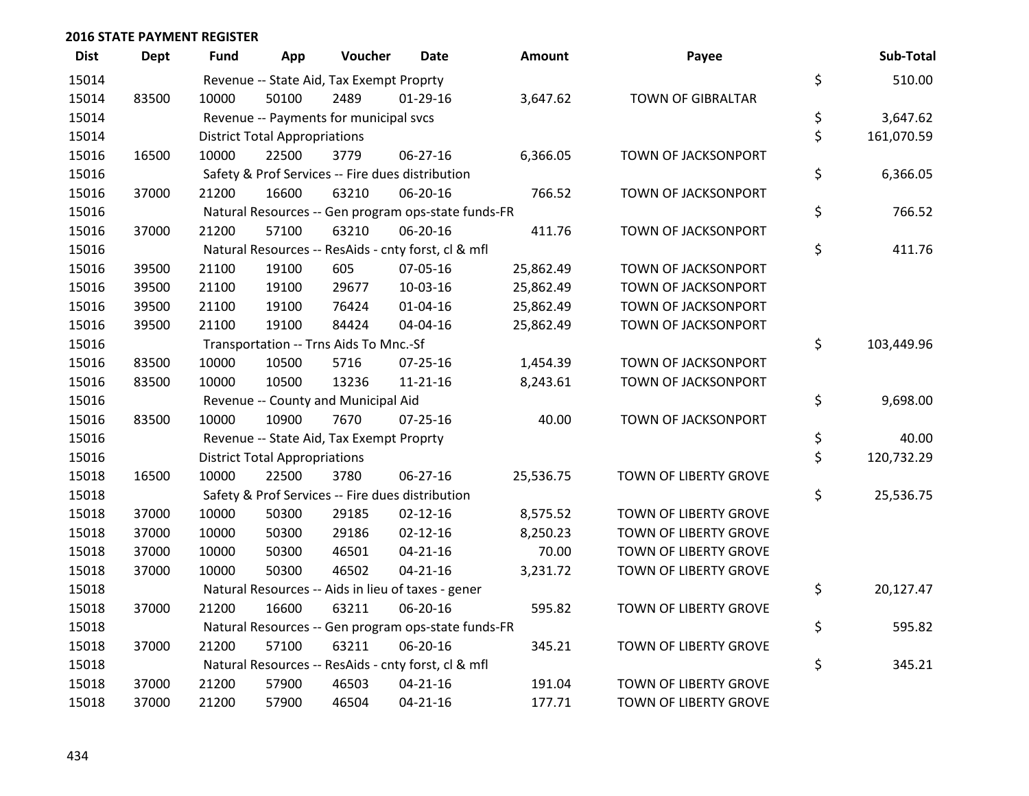**2016 STATE PAYMENT REGISTER**

| Dist | Dept | Fund | App | Voucher | Date | Amount | Payee | | Sub-Total |
|---|---|---|---|---|---|---|---|---|---|
| 15014 | | Revenue -- State Aid, Tax Exempt Proprty | | | | | | $ | 510.00 |
| 15014 | 83500 | 10000 | 50100 | 2489 | 01-29-16 | 3,647.62 | TOWN OF GIBRALTAR | | |
| 15014 | | Revenue -- Payments for municipal svcs | | | | | | $ | 3,647.62 |
| 15014 | | District Total Appropriations | | | | | | $ | 161,070.59 |
| 15016 | 16500 | 10000 | 22500 | 3779 | 06-27-16 | 6,366.05 | TOWN OF JACKSONPORT | | |
| 15016 | | Safety & Prof Services -- Fire dues distribution | | | | | | $ | 6,366.05 |
| 15016 | 37000 | 21200 | 16600 | 63210 | 06-20-16 | 766.52 | TOWN OF JACKSONPORT | | |
| 15016 | | Natural Resources -- Gen program ops-state funds-FR | | | | | | $ | 766.52 |
| 15016 | 37000 | 21200 | 57100 | 63210 | 06-20-16 | 411.76 | TOWN OF JACKSONPORT | | |
| 15016 | | Natural Resources -- ResAids - cnty forst, cl & mfl | | | | | | $ | 411.76 |
| 15016 | 39500 | 21100 | 19100 | 605 | 07-05-16 | 25,862.49 | TOWN OF JACKSONPORT | | |
| 15016 | 39500 | 21100 | 19100 | 29677 | 10-03-16 | 25,862.49 | TOWN OF JACKSONPORT | | |
| 15016 | 39500 | 21100 | 19100 | 76424 | 01-04-16 | 25,862.49 | TOWN OF JACKSONPORT | | |
| 15016 | 39500 | 21100 | 19100 | 84424 | 04-04-16 | 25,862.49 | TOWN OF JACKSONPORT | | |
| 15016 | | Transportation -- Trns Aids To Mnc.-Sf | | | | | | $ | 103,449.96 |
| 15016 | 83500 | 10000 | 10500 | 5716 | 07-25-16 | 1,454.39 | TOWN OF JACKSONPORT | | |
| 15016 | 83500 | 10000 | 10500 | 13236 | 11-21-16 | 8,243.61 | TOWN OF JACKSONPORT | | |
| 15016 | | Revenue -- County and Municipal Aid | | | | | | $ | 9,698.00 |
| 15016 | 83500 | 10000 | 10900 | 7670 | 07-25-16 | 40.00 | TOWN OF JACKSONPORT | | |
| 15016 | | Revenue -- State Aid, Tax Exempt Proprty | | | | | | $ | 40.00 |
| 15016 | | District Total Appropriations | | | | | | $ | 120,732.29 |
| 15018 | 16500 | 10000 | 22500 | 3780 | 06-27-16 | 25,536.75 | TOWN OF LIBERTY GROVE | | |
| 15018 | | Safety & Prof Services -- Fire dues distribution | | | | | | $ | 25,536.75 |
| 15018 | 37000 | 10000 | 50300 | 29185 | 02-12-16 | 8,575.52 | TOWN OF LIBERTY GROVE | | |
| 15018 | 37000 | 10000 | 50300 | 29186 | 02-12-16 | 8,250.23 | TOWN OF LIBERTY GROVE | | |
| 15018 | 37000 | 10000 | 50300 | 46501 | 04-21-16 | 70.00 | TOWN OF LIBERTY GROVE | | |
| 15018 | 37000 | 10000 | 50300 | 46502 | 04-21-16 | 3,231.72 | TOWN OF LIBERTY GROVE | | |
| 15018 | | Natural Resources -- Aids in lieu of taxes - gener | | | | | | $ | 20,127.47 |
| 15018 | 37000 | 21200 | 16600 | 63211 | 06-20-16 | 595.82 | TOWN OF LIBERTY GROVE | | |
| 15018 | | Natural Resources -- Gen program ops-state funds-FR | | | | | | $ | 595.82 |
| 15018 | 37000 | 21200 | 57100 | 63211 | 06-20-16 | 345.21 | TOWN OF LIBERTY GROVE | | |
| 15018 | | Natural Resources -- ResAids - cnty forst, cl & mfl | | | | | | $ | 345.21 |
| 15018 | 37000 | 21200 | 57900 | 46503 | 04-21-16 | 191.04 | TOWN OF LIBERTY GROVE | | |
| 15018 | 37000 | 21200 | 57900 | 46504 | 04-21-16 | 177.71 | TOWN OF LIBERTY GROVE | | |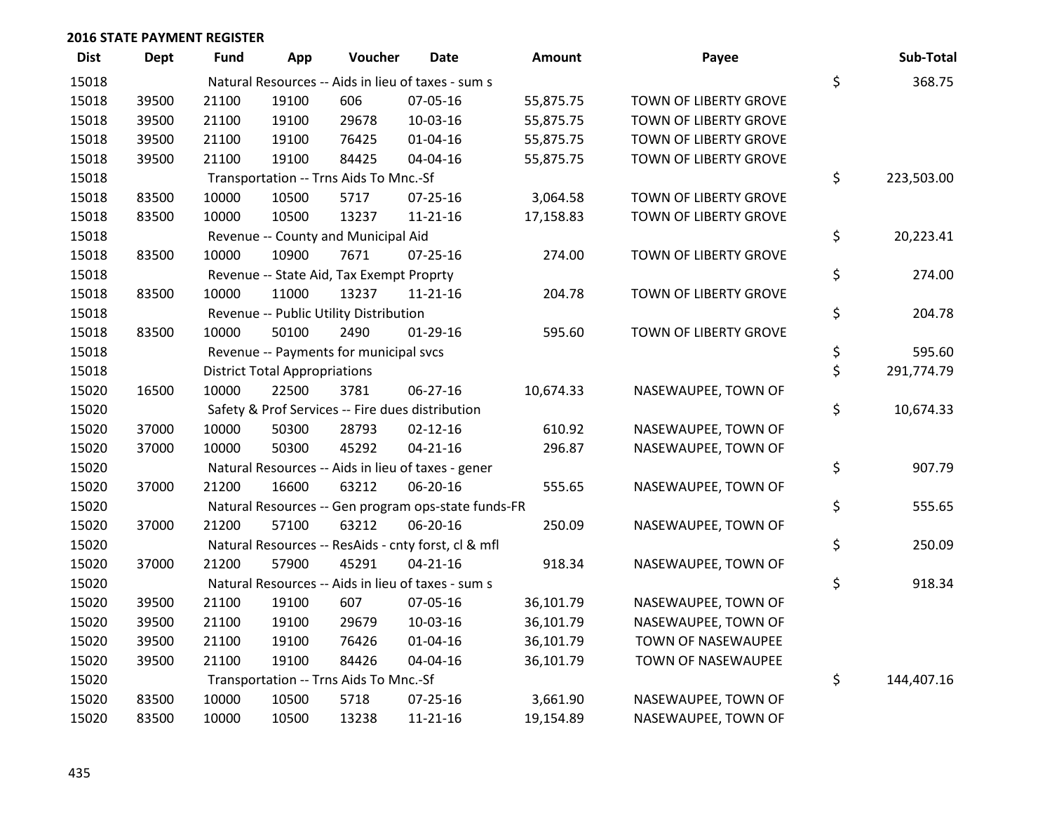## 2016 STATE PAYMENT REGISTER

| Dist | Dept | Fund | App | Voucher | Date | Amount | Payee | Sub-Total |
|---|---|---|---|---|---|---|---|---|
| 15018 | | Natural Resources -- Aids in lieu of taxes - sum s | | | | | | $ 368.75 |
| 15018 | 39500 | 21100 | 19100 | 606 | 07-05-16 | 55,875.75 | TOWN OF LIBERTY GROVE | |
| 15018 | 39500 | 21100 | 19100 | 29678 | 10-03-16 | 55,875.75 | TOWN OF LIBERTY GROVE | |
| 15018 | 39500 | 21100 | 19100 | 76425 | 01-04-16 | 55,875.75 | TOWN OF LIBERTY GROVE | |
| 15018 | 39500 | 21100 | 19100 | 84425 | 04-04-16 | 55,875.75 | TOWN OF LIBERTY GROVE | |
| 15018 | | Transportation -- Trns Aids To Mnc.-Sf | | | | | | $ 223,503.00 |
| 15018 | 83500 | 10000 | 10500 | 5717 | 07-25-16 | 3,064.58 | TOWN OF LIBERTY GROVE | |
| 15018 | 83500 | 10000 | 10500 | 13237 | 11-21-16 | 17,158.83 | TOWN OF LIBERTY GROVE | |
| 15018 | | Revenue -- County and Municipal Aid | | | | | | $ 20,223.41 |
| 15018 | 83500 | 10000 | 10900 | 7671 | 07-25-16 | 274.00 | TOWN OF LIBERTY GROVE | |
| 15018 | | Revenue -- State Aid, Tax Exempt Proprty | | | | | | $ 274.00 |
| 15018 | 83500 | 10000 | 11000 | 13237 | 11-21-16 | 204.78 | TOWN OF LIBERTY GROVE | |
| 15018 | | Revenue -- Public Utility Distribution | | | | | | $ 204.78 |
| 15018 | 83500 | 10000 | 50100 | 2490 | 01-29-16 | 595.60 | TOWN OF LIBERTY GROVE | |
| 15018 | | Revenue -- Payments for municipal svcs | | | | | | $ 595.60 |
| 15018 | | District Total Appropriations | | | | | | $ 291,774.79 |
| 15020 | 16500 | 10000 | 22500 | 3781 | 06-27-16 | 10,674.33 | NASEWAUPEE, TOWN OF | |
| 15020 | | Safety & Prof Services -- Fire dues distribution | | | | | | $ 10,674.33 |
| 15020 | 37000 | 10000 | 50300 | 28793 | 02-12-16 | 610.92 | NASEWAUPEE, TOWN OF | |
| 15020 | 37000 | 10000 | 50300 | 45292 | 04-21-16 | 296.87 | NASEWAUPEE, TOWN OF | |
| 15020 | | Natural Resources -- Aids in lieu of taxes - gener | | | | | | $ 907.79 |
| 15020 | 37000 | 21200 | 16600 | 63212 | 06-20-16 | 555.65 | NASEWAUPEE, TOWN OF | |
| 15020 | | Natural Resources -- Gen program ops-state funds-FR | | | | | | $ 555.65 |
| 15020 | 37000 | 21200 | 57100 | 63212 | 06-20-16 | 250.09 | NASEWAUPEE, TOWN OF | |
| 15020 | | Natural Resources -- ResAids - cnty forst, cl & mfl | | | | | | $ 250.09 |
| 15020 | 37000 | 21200 | 57900 | 45291 | 04-21-16 | 918.34 | NASEWAUPEE, TOWN OF | |
| 15020 | | Natural Resources -- Aids in lieu of taxes - sum s | | | | | | $ 918.34 |
| 15020 | 39500 | 21100 | 19100 | 607 | 07-05-16 | 36,101.79 | NASEWAUPEE, TOWN OF | |
| 15020 | 39500 | 21100 | 19100 | 29679 | 10-03-16 | 36,101.79 | NASEWAUPEE, TOWN OF | |
| 15020 | 39500 | 21100 | 19100 | 76426 | 01-04-16 | 36,101.79 | TOWN OF NASEWAUPEE | |
| 15020 | 39500 | 21100 | 19100 | 84426 | 04-04-16 | 36,101.79 | TOWN OF NASEWAUPEE | |
| 15020 | | Transportation -- Trns Aids To Mnc.-Sf | | | | | | $ 144,407.16 |
| 15020 | 83500 | 10000 | 10500 | 5718 | 07-25-16 | 3,661.90 | NASEWAUPEE, TOWN OF | |
| 15020 | 83500 | 10000 | 10500 | 13238 | 11-21-16 | 19,154.89 | NASEWAUPEE, TOWN OF | |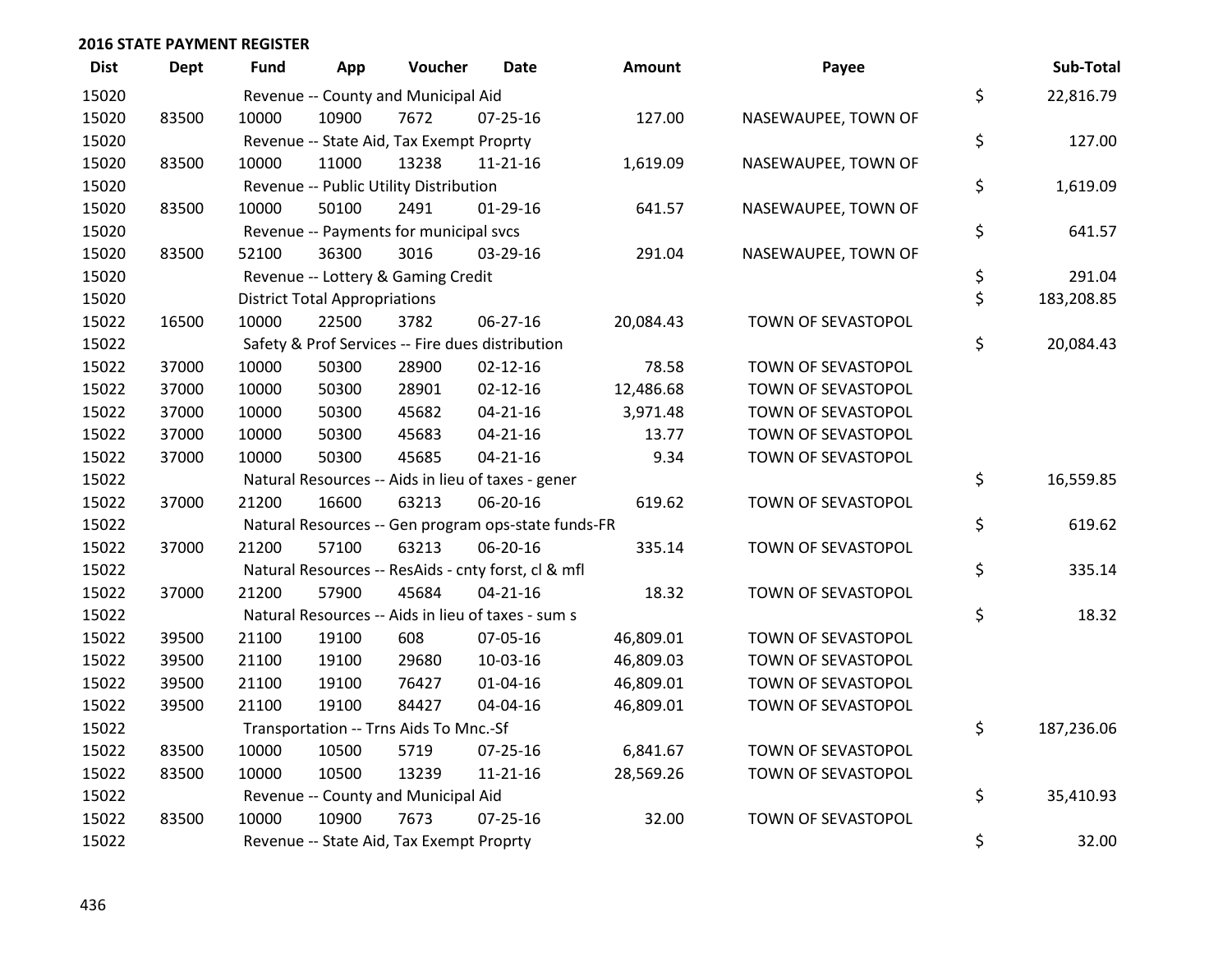## 2016 STATE PAYMENT REGISTER

| Dist | Dept | Fund | App | Voucher | Date | Amount | Payee | | Sub-Total |
|---|---|---|---|---|---|---|---|---|---|
| 15020 | | Revenue -- County and Municipal Aid | | | | | | $ | 22,816.79 |
| 15020 | 83500 | 10000 | 10900 | 7672 | 07-25-16 | 127.00 | NASEWAUPEE, TOWN OF | | |
| 15020 | | Revenue -- State Aid, Tax Exempt Proprty | | | | | | $ | 127.00 |
| 15020 | 83500 | 10000 | 11000 | 13238 | 11-21-16 | 1,619.09 | NASEWAUPEE, TOWN OF | | |
| 15020 | | Revenue -- Public Utility Distribution | | | | | | $ | 1,619.09 |
| 15020 | 83500 | 10000 | 50100 | 2491 | 01-29-16 | 641.57 | NASEWAUPEE, TOWN OF | | |
| 15020 | | Revenue -- Payments for municipal svcs | | | | | | $ | 641.57 |
| 15020 | 83500 | 52100 | 36300 | 3016 | 03-29-16 | 291.04 | NASEWAUPEE, TOWN OF | | |
| 15020 | | Revenue -- Lottery & Gaming Credit | | | | | | $ | 291.04 |
| 15020 | | District Total Appropriations | | | | | | $ | 183,208.85 |
| 15022 | 16500 | 10000 | 22500 | 3782 | 06-27-16 | 20,084.43 | TOWN OF SEVASTOPOL | | |
| 15022 | | Safety & Prof Services -- Fire dues distribution | | | | | | $ | 20,084.43 |
| 15022 | 37000 | 10000 | 50300 | 28900 | 02-12-16 | 78.58 | TOWN OF SEVASTOPOL | | |
| 15022 | 37000 | 10000 | 50300 | 28901 | 02-12-16 | 12,486.68 | TOWN OF SEVASTOPOL | | |
| 15022 | 37000 | 10000 | 50300 | 45682 | 04-21-16 | 3,971.48 | TOWN OF SEVASTOPOL | | |
| 15022 | 37000 | 10000 | 50300 | 45683 | 04-21-16 | 13.77 | TOWN OF SEVASTOPOL | | |
| 15022 | 37000 | 10000 | 50300 | 45685 | 04-21-16 | 9.34 | TOWN OF SEVASTOPOL | | |
| 15022 | | Natural Resources -- Aids in lieu of taxes - gener | | | | | | $ | 16,559.85 |
| 15022 | 37000 | 21200 | 16600 | 63213 | 06-20-16 | 619.62 | TOWN OF SEVASTOPOL | | |
| 15022 | | Natural Resources -- Gen program ops-state funds-FR | | | | | | $ | 619.62 |
| 15022 | 37000 | 21200 | 57100 | 63213 | 06-20-16 | 335.14 | TOWN OF SEVASTOPOL | | |
| 15022 | | Natural Resources -- ResAids - cnty forst, cl & mfl | | | | | | $ | 335.14 |
| 15022 | 37000 | 21200 | 57900 | 45684 | 04-21-16 | 18.32 | TOWN OF SEVASTOPOL | | |
| 15022 | | Natural Resources -- Aids in lieu of taxes - sum s | | | | | | $ | 18.32 |
| 15022 | 39500 | 21100 | 19100 | 608 | 07-05-16 | 46,809.01 | TOWN OF SEVASTOPOL | | |
| 15022 | 39500 | 21100 | 19100 | 29680 | 10-03-16 | 46,809.03 | TOWN OF SEVASTOPOL | | |
| 15022 | 39500 | 21100 | 19100 | 76427 | 01-04-16 | 46,809.01 | TOWN OF SEVASTOPOL | | |
| 15022 | 39500 | 21100 | 19100 | 84427 | 04-04-16 | 46,809.01 | TOWN OF SEVASTOPOL | | |
| 15022 | | Transportation -- Trns Aids To Mnc.-Sf | | | | | | $ | 187,236.06 |
| 15022 | 83500 | 10000 | 10500 | 5719 | 07-25-16 | 6,841.67 | TOWN OF SEVASTOPOL | | |
| 15022 | 83500 | 10000 | 10500 | 13239 | 11-21-16 | 28,569.26 | TOWN OF SEVASTOPOL | | |
| 15022 | | Revenue -- County and Municipal Aid | | | | | | $ | 35,410.93 |
| 15022 | 83500 | 10000 | 10900 | 7673 | 07-25-16 | 32.00 | TOWN OF SEVASTOPOL | | |
| 15022 | | Revenue -- State Aid, Tax Exempt Proprty | | | | | | $ | 32.00 |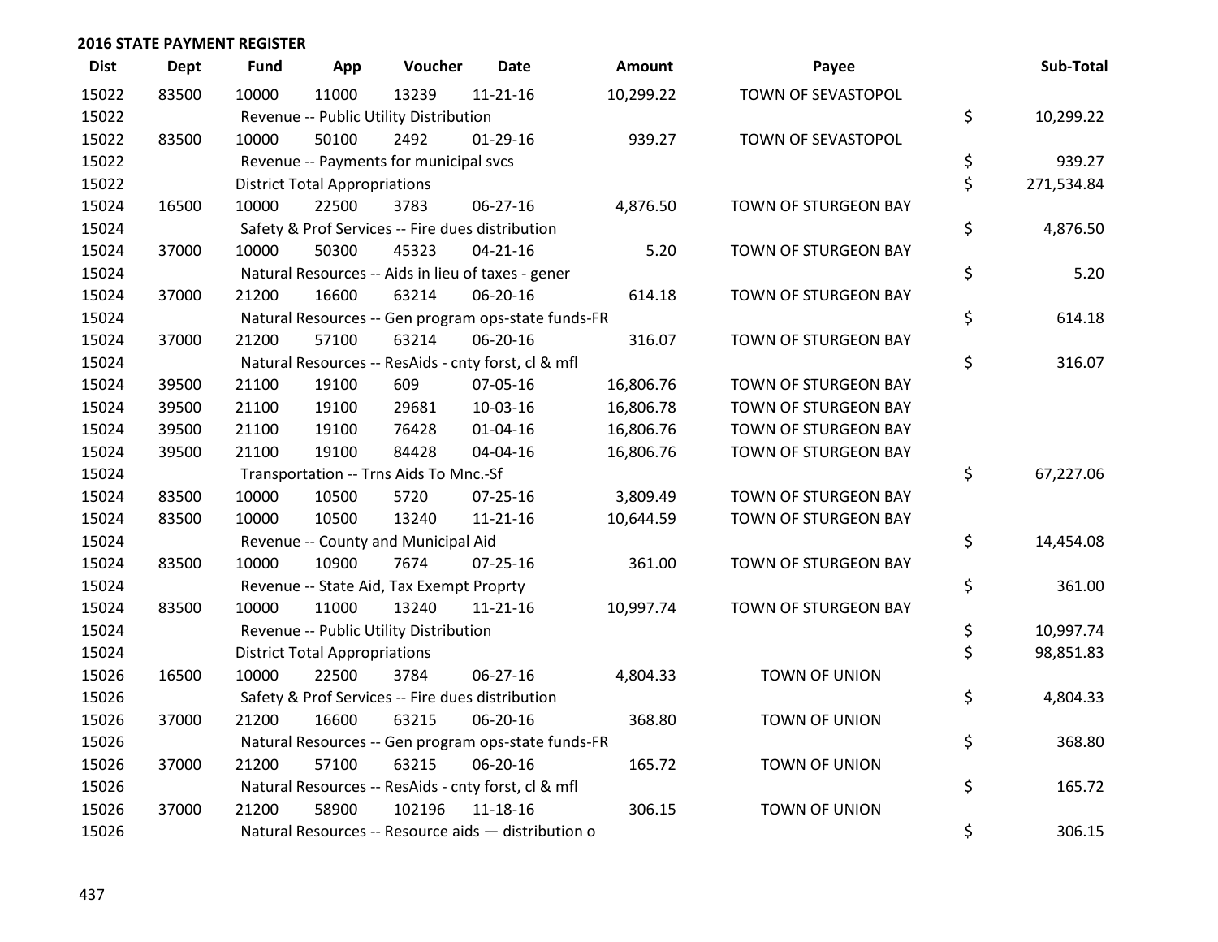## 2016 STATE PAYMENT REGISTER

| Dist | Dept | Fund | App | Voucher | Date | Amount | Payee | Sub-Total |
|---|---|---|---|---|---|---|---|---|
| 15022 | 83500 | 10000 | 11000 | 13239 | 11-21-16 | 10,299.22 | TOWN OF SEVASTOPOL | |
| 15022 | | Revenue -- Public Utility Distribution | | | | | | $ 10,299.22 |
| 15022 | 83500 | 10000 | 50100 | 2492 | 01-29-16 | 939.27 | TOWN OF SEVASTOPOL | |
| 15022 | | Revenue -- Payments for municipal svcs | | | | | | $ 939.27 |
| 15022 | | District Total Appropriations | | | | | | $ 271,534.84 |
| 15024 | 16500 | 10000 | 22500 | 3783 | 06-27-16 | 4,876.50 | TOWN OF STURGEON BAY | |
| 15024 | | Safety & Prof Services -- Fire dues distribution | | | | | | $ 4,876.50 |
| 15024 | 37000 | 10000 | 50300 | 45323 | 04-21-16 | 5.20 | TOWN OF STURGEON BAY | |
| 15024 | | Natural Resources -- Aids in lieu of taxes - gener | | | | | | $ 5.20 |
| 15024 | 37000 | 21200 | 16600 | 63214 | 06-20-16 | 614.18 | TOWN OF STURGEON BAY | |
| 15024 | | Natural Resources -- Gen program ops-state funds-FR | | | | | | $ 614.18 |
| 15024 | 37000 | 21200 | 57100 | 63214 | 06-20-16 | 316.07 | TOWN OF STURGEON BAY | |
| 15024 | | Natural Resources -- ResAids - cnty forst, cl & mfl | | | | | | $ 316.07 |
| 15024 | 39500 | 21100 | 19100 | 609 | 07-05-16 | 16,806.76 | TOWN OF STURGEON BAY | |
| 15024 | 39500 | 21100 | 19100 | 29681 | 10-03-16 | 16,806.78 | TOWN OF STURGEON BAY | |
| 15024 | 39500 | 21100 | 19100 | 76428 | 01-04-16 | 16,806.76 | TOWN OF STURGEON BAY | |
| 15024 | 39500 | 21100 | 19100 | 84428 | 04-04-16 | 16,806.76 | TOWN OF STURGEON BAY | |
| 15024 | | Transportation -- Trns Aids To Mnc.-Sf | | | | | | $ 67,227.06 |
| 15024 | 83500 | 10000 | 10500 | 5720 | 07-25-16 | 3,809.49 | TOWN OF STURGEON BAY | |
| 15024 | 83500 | 10000 | 10500 | 13240 | 11-21-16 | 10,644.59 | TOWN OF STURGEON BAY | |
| 15024 | | Revenue -- County and Municipal Aid | | | | | | $ 14,454.08 |
| 15024 | 83500 | 10000 | 10900 | 7674 | 07-25-16 | 361.00 | TOWN OF STURGEON BAY | |
| 15024 | | Revenue -- State Aid, Tax Exempt Proprty | | | | | | $ 361.00 |
| 15024 | 83500 | 10000 | 11000 | 13240 | 11-21-16 | 10,997.74 | TOWN OF STURGEON BAY | |
| 15024 | | Revenue -- Public Utility Distribution | | | | | | $ 10,997.74 |
| 15024 | | District Total Appropriations | | | | | | $ 98,851.83 |
| 15026 | 16500 | 10000 | 22500 | 3784 | 06-27-16 | 4,804.33 | TOWN OF UNION | |
| 15026 | | Safety & Prof Services -- Fire dues distribution | | | | | | $ 4,804.33 |
| 15026 | 37000 | 21200 | 16600 | 63215 | 06-20-16 | 368.80 | TOWN OF UNION | |
| 15026 | | Natural Resources -- Gen program ops-state funds-FR | | | | | | $ 368.80 |
| 15026 | 37000 | 21200 | 57100 | 63215 | 06-20-16 | 165.72 | TOWN OF UNION | |
| 15026 | | Natural Resources -- ResAids - cnty forst, cl & mfl | | | | | | $ 165.72 |
| 15026 | 37000 | 21200 | 58900 | 102196 | 11-18-16 | 306.15 | TOWN OF UNION | |
| 15026 | | Natural Resources -- Resource aids — distribution o | | | | | | $ 306.15 |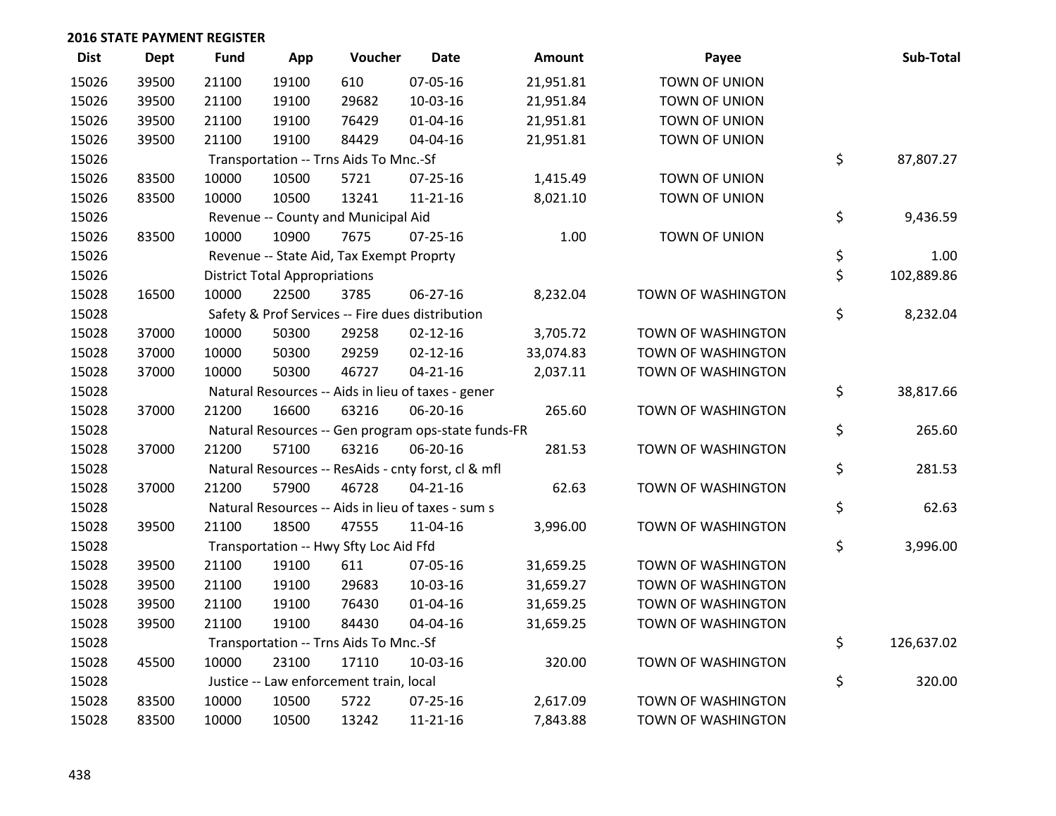## 2016 STATE PAYMENT REGISTER

| Dist | Dept | Fund | App | Voucher | Date | Amount | Payee | Sub-Total |
|---|---|---|---|---|---|---|---|---|
| 15026 | 39500 | 21100 | 19100 | 610 | 07-05-16 | 21,951.81 | TOWN OF UNION | |
| 15026 | 39500 | 21100 | 19100 | 29682 | 10-03-16 | 21,951.84 | TOWN OF UNION | |
| 15026 | 39500 | 21100 | 19100 | 76429 | 01-04-16 | 21,951.81 | TOWN OF UNION | |
| 15026 | 39500 | 21100 | 19100 | 84429 | 04-04-16 | 21,951.81 | TOWN OF UNION | |
| 15026 | | Transportation -- Trns Aids To Mnc.-Sf | | | | | | $ 87,807.27 |
| 15026 | 83500 | 10000 | 10500 | 5721 | 07-25-16 | 1,415.49 | TOWN OF UNION | |
| 15026 | 83500 | 10000 | 10500 | 13241 | 11-21-16 | 8,021.10 | TOWN OF UNION | |
| 15026 | | Revenue -- County and Municipal Aid | | | | | | $ 9,436.59 |
| 15026 | 83500 | 10000 | 10900 | 7675 | 07-25-16 | 1.00 | TOWN OF UNION | |
| 15026 | | Revenue -- State Aid, Tax Exempt Proprty | | | | | | $ 1.00 |
| 15026 | | District Total Appropriations | | | | | | $ 102,889.86 |
| 15028 | 16500 | 10000 | 22500 | 3785 | 06-27-16 | 8,232.04 | TOWN OF WASHINGTON | |
| 15028 | | Safety & Prof Services -- Fire dues distribution | | | | | | $ 8,232.04 |
| 15028 | 37000 | 10000 | 50300 | 29258 | 02-12-16 | 3,705.72 | TOWN OF WASHINGTON | |
| 15028 | 37000 | 10000 | 50300 | 29259 | 02-12-16 | 33,074.83 | TOWN OF WASHINGTON | |
| 15028 | 37000 | 10000 | 50300 | 46727 | 04-21-16 | 2,037.11 | TOWN OF WASHINGTON | |
| 15028 | | Natural Resources -- Aids in lieu of taxes - gener | | | | | | $ 38,817.66 |
| 15028 | 37000 | 21200 | 16600 | 63216 | 06-20-16 | 265.60 | TOWN OF WASHINGTON | |
| 15028 | | Natural Resources -- Gen program ops-state funds-FR | | | | | | $ 265.60 |
| 15028 | 37000 | 21200 | 57100 | 63216 | 06-20-16 | 281.53 | TOWN OF WASHINGTON | |
| 15028 | | Natural Resources -- ResAids - cnty forst, cl & mfl | | | | | | $ 281.53 |
| 15028 | 37000 | 21200 | 57900 | 46728 | 04-21-16 | 62.63 | TOWN OF WASHINGTON | |
| 15028 | | Natural Resources -- Aids in lieu of taxes - sum s | | | | | | $ 62.63 |
| 15028 | 39500 | 21100 | 18500 | 47555 | 11-04-16 | 3,996.00 | TOWN OF WASHINGTON | |
| 15028 | | Transportation -- Hwy Sfty Loc Aid Ffd | | | | | | $ 3,996.00 |
| 15028 | 39500 | 21100 | 19100 | 611 | 07-05-16 | 31,659.25 | TOWN OF WASHINGTON | |
| 15028 | 39500 | 21100 | 19100 | 29683 | 10-03-16 | 31,659.27 | TOWN OF WASHINGTON | |
| 15028 | 39500 | 21100 | 19100 | 76430 | 01-04-16 | 31,659.25 | TOWN OF WASHINGTON | |
| 15028 | 39500 | 21100 | 19100 | 84430 | 04-04-16 | 31,659.25 | TOWN OF WASHINGTON | |
| 15028 | | Transportation -- Trns Aids To Mnc.-Sf | | | | | | $ 126,637.02 |
| 15028 | 45500 | 10000 | 23100 | 17110 | 10-03-16 | 320.00 | TOWN OF WASHINGTON | |
| 15028 | | Justice -- Law enforcement train, local | | | | | | $ 320.00 |
| 15028 | 83500 | 10000 | 10500 | 5722 | 07-25-16 | 2,617.09 | TOWN OF WASHINGTON | |
| 15028 | 83500 | 10000 | 10500 | 13242 | 11-21-16 | 7,843.88 | TOWN OF WASHINGTON | |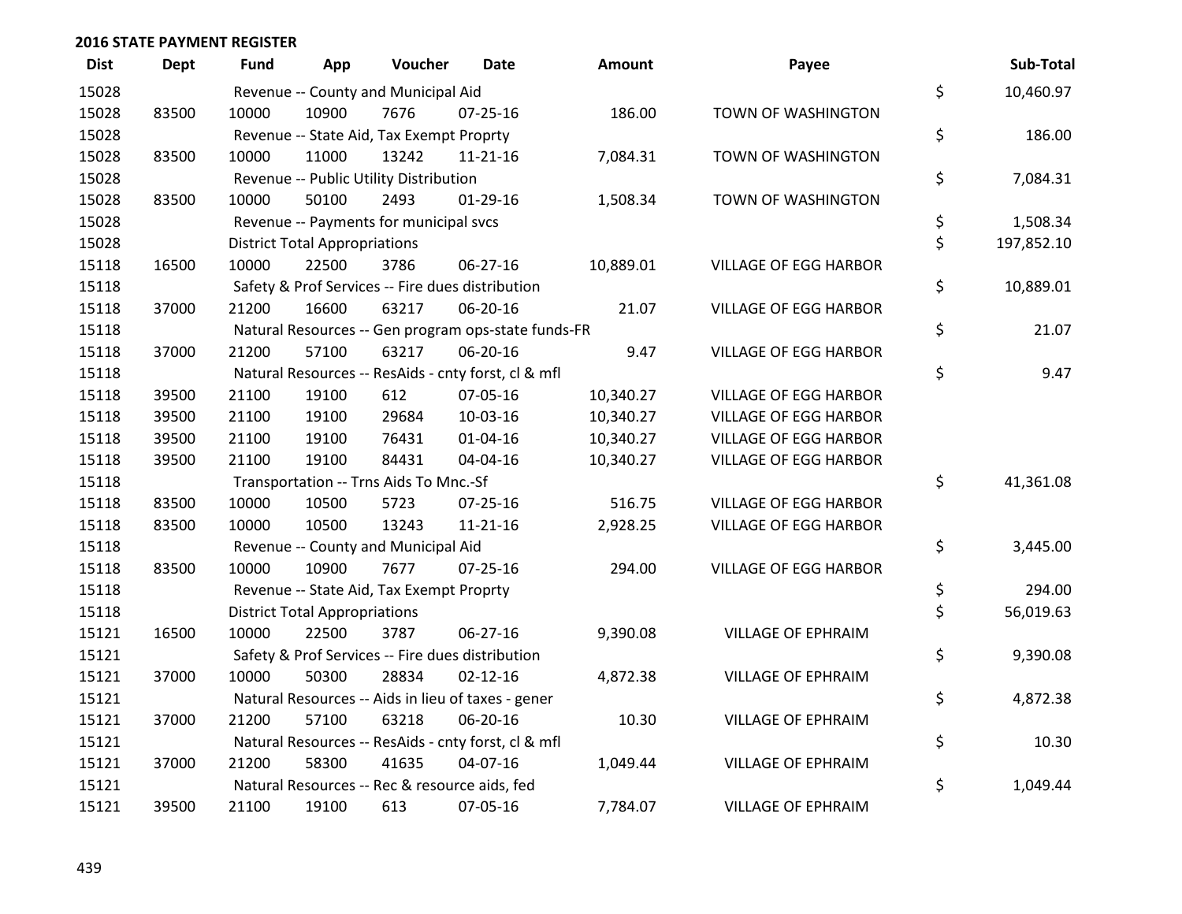## 2016 STATE PAYMENT REGISTER

| Dist | Dept | Fund | App | Voucher | Date | Amount | Payee | | Sub-Total |
|---|---|---|---|---|---|---|---|---|---|
| 15028 | | Revenue -- County and Municipal Aid | | | | | | $ | 10,460.97 |
| 15028 | 83500 | 10000 | 10900 | 7676 | 07-25-16 | 186.00 | TOWN OF WASHINGTON | | |
| 15028 | | Revenue -- State Aid, Tax Exempt Proprty | | | | | | $ | 186.00 |
| 15028 | 83500 | 10000 | 11000 | 13242 | 11-21-16 | 7,084.31 | TOWN OF WASHINGTON | | |
| 15028 | | Revenue -- Public Utility Distribution | | | | | | $ | 7,084.31 |
| 15028 | 83500 | 10000 | 50100 | 2493 | 01-29-16 | 1,508.34 | TOWN OF WASHINGTON | | |
| 15028 | | Revenue -- Payments for municipal svcs | | | | | | $ | 1,508.34 |
| 15028 | | District Total Appropriations | | | | | | $ | 197,852.10 |
| 15118 | 16500 | 10000 | 22500 | 3786 | 06-27-16 | 10,889.01 | VILLAGE OF EGG HARBOR | | |
| 15118 | | Safety & Prof Services -- Fire dues distribution | | | | | | $ | 10,889.01 |
| 15118 | 37000 | 21200 | 16600 | 63217 | 06-20-16 | 21.07 | VILLAGE OF EGG HARBOR | | |
| 15118 | | Natural Resources -- Gen program ops-state funds-FR | | | | | | $ | 21.07 |
| 15118 | 37000 | 21200 | 57100 | 63217 | 06-20-16 | 9.47 | VILLAGE OF EGG HARBOR | | |
| 15118 | | Natural Resources -- ResAids - cnty forst, cl & mfl | | | | | | $ | 9.47 |
| 15118 | 39500 | 21100 | 19100 | 612 | 07-05-16 | 10,340.27 | VILLAGE OF EGG HARBOR | | |
| 15118 | 39500 | 21100 | 19100 | 29684 | 10-03-16 | 10,340.27 | VILLAGE OF EGG HARBOR | | |
| 15118 | 39500 | 21100 | 19100 | 76431 | 01-04-16 | 10,340.27 | VILLAGE OF EGG HARBOR | | |
| 15118 | 39500 | 21100 | 19100 | 84431 | 04-04-16 | 10,340.27 | VILLAGE OF EGG HARBOR | | |
| 15118 | | Transportation -- Trns Aids To Mnc.-Sf | | | | | | $ | 41,361.08 |
| 15118 | 83500 | 10000 | 10500 | 5723 | 07-25-16 | 516.75 | VILLAGE OF EGG HARBOR | | |
| 15118 | 83500 | 10000 | 10500 | 13243 | 11-21-16 | 2,928.25 | VILLAGE OF EGG HARBOR | | |
| 15118 | | Revenue -- County and Municipal Aid | | | | | | $ | 3,445.00 |
| 15118 | 83500 | 10000 | 10900 | 7677 | 07-25-16 | 294.00 | VILLAGE OF EGG HARBOR | | |
| 15118 | | Revenue -- State Aid, Tax Exempt Proprty | | | | | | $ | 294.00 |
| 15118 | | District Total Appropriations | | | | | | $ | 56,019.63 |
| 15121 | 16500 | 10000 | 22500 | 3787 | 06-27-16 | 9,390.08 | VILLAGE OF EPHRAIM | | |
| 15121 | | Safety & Prof Services -- Fire dues distribution | | | | | | $ | 9,390.08 |
| 15121 | 37000 | 10000 | 50300 | 28834 | 02-12-16 | 4,872.38 | VILLAGE OF EPHRAIM | | |
| 15121 | | Natural Resources -- Aids in lieu of taxes - gener | | | | | | $ | 4,872.38 |
| 15121 | 37000 | 21200 | 57100 | 63218 | 06-20-16 | 10.30 | VILLAGE OF EPHRAIM | | |
| 15121 | | Natural Resources -- ResAids - cnty forst, cl & mfl | | | | | | $ | 10.30 |
| 15121 | 37000 | 21200 | 58300 | 41635 | 04-07-16 | 1,049.44 | VILLAGE OF EPHRAIM | | |
| 15121 | | Natural Resources -- Rec & resource aids, fed | | | | | | $ | 1,049.44 |
| 15121 | 39500 | 21100 | 19100 | 613 | 07-05-16 | 7,784.07 | VILLAGE OF EPHRAIM | | |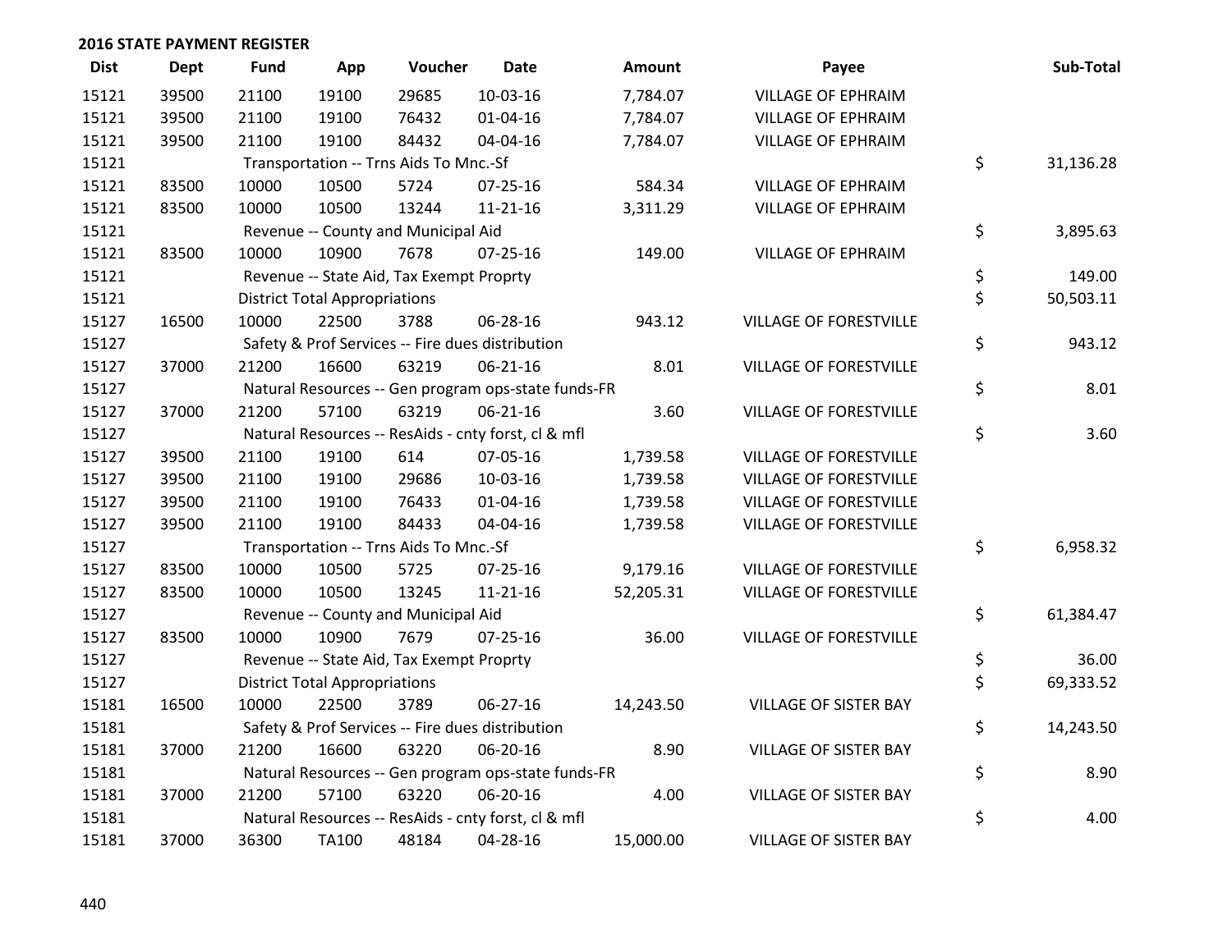## 2016 STATE PAYMENT REGISTER

| Dist | Dept | Fund | App | Voucher | Date | Amount | Payee | Sub-Total |
|---|---|---|---|---|---|---|---|---|
| 15121 | 39500 | 21100 | 19100 | 29685 | 10-03-16 | 7,784.07 | VILLAGE OF EPHRAIM | |
| 15121 | 39500 | 21100 | 19100 | 76432 | 01-04-16 | 7,784.07 | VILLAGE OF EPHRAIM | |
| 15121 | 39500 | 21100 | 19100 | 84432 | 04-04-16 | 7,784.07 | VILLAGE OF EPHRAIM | |
| 15121 | | Transportation -- Trns Aids To Mnc.-Sf | | | | | | $ 31,136.28 |
| 15121 | 83500 | 10000 | 10500 | 5724 | 07-25-16 | 584.34 | VILLAGE OF EPHRAIM | |
| 15121 | 83500 | 10000 | 10500 | 13244 | 11-21-16 | 3,311.29 | VILLAGE OF EPHRAIM | |
| 15121 | | Revenue -- County and Municipal Aid | | | | | | $ 3,895.63 |
| 15121 | 83500 | 10000 | 10900 | 7678 | 07-25-16 | 149.00 | VILLAGE OF EPHRAIM | |
| 15121 | | Revenue -- State Aid, Tax Exempt Proprty | | | | | | $ 149.00 |
| 15121 | | District Total Appropriations | | | | | | $ 50,503.11 |
| 15127 | 16500 | 10000 | 22500 | 3788 | 06-28-16 | 943.12 | VILLAGE OF FORESTVILLE | |
| 15127 | | Safety & Prof Services -- Fire dues distribution | | | | | | $ 943.12 |
| 15127 | 37000 | 21200 | 16600 | 63219 | 06-21-16 | 8.01 | VILLAGE OF FORESTVILLE | |
| 15127 | | Natural Resources -- Gen program ops-state funds-FR | | | | | | $ 8.01 |
| 15127 | 37000 | 21200 | 57100 | 63219 | 06-21-16 | 3.60 | VILLAGE OF FORESTVILLE | |
| 15127 | | Natural Resources -- ResAids - cnty forst, cl & mfl | | | | | | $ 3.60 |
| 15127 | 39500 | 21100 | 19100 | 614 | 07-05-16 | 1,739.58 | VILLAGE OF FORESTVILLE | |
| 15127 | 39500 | 21100 | 19100 | 29686 | 10-03-16 | 1,739.58 | VILLAGE OF FORESTVILLE | |
| 15127 | 39500 | 21100 | 19100 | 76433 | 01-04-16 | 1,739.58 | VILLAGE OF FORESTVILLE | |
| 15127 | 39500 | 21100 | 19100 | 84433 | 04-04-16 | 1,739.58 | VILLAGE OF FORESTVILLE | |
| 15127 | | Transportation -- Trns Aids To Mnc.-Sf | | | | | | $ 6,958.32 |
| 15127 | 83500 | 10000 | 10500 | 5725 | 07-25-16 | 9,179.16 | VILLAGE OF FORESTVILLE | |
| 15127 | 83500 | 10000 | 10500 | 13245 | 11-21-16 | 52,205.31 | VILLAGE OF FORESTVILLE | |
| 15127 | | Revenue -- County and Municipal Aid | | | | | | $ 61,384.47 |
| 15127 | 83500 | 10000 | 10900 | 7679 | 07-25-16 | 36.00 | VILLAGE OF FORESTVILLE | |
| 15127 | | Revenue -- State Aid, Tax Exempt Proprty | | | | | | $ 36.00 |
| 15127 | | District Total Appropriations | | | | | | $ 69,333.52 |
| 15181 | 16500 | 10000 | 22500 | 3789 | 06-27-16 | 14,243.50 | VILLAGE OF SISTER BAY | |
| 15181 | | Safety & Prof Services -- Fire dues distribution | | | | | | $ 14,243.50 |
| 15181 | 37000 | 21200 | 16600 | 63220 | 06-20-16 | 8.90 | VILLAGE OF SISTER BAY | |
| 15181 | | Natural Resources -- Gen program ops-state funds-FR | | | | | | $ 8.90 |
| 15181 | 37000 | 21200 | 57100 | 63220 | 06-20-16 | 4.00 | VILLAGE OF SISTER BAY | |
| 15181 | | Natural Resources -- ResAids - cnty forst, cl & mfl | | | | | | $ 4.00 |
| 15181 | 37000 | 36300 | TA100 | 48184 | 04-28-16 | 15,000.00 | VILLAGE OF SISTER BAY | |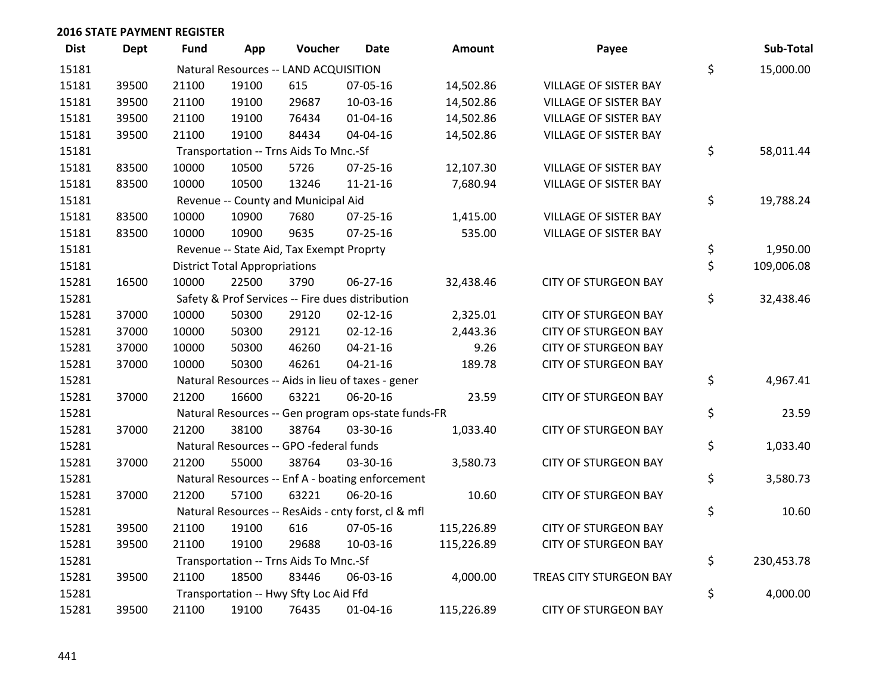## 2016 STATE PAYMENT REGISTER

| Dist | Dept | Fund | App | Voucher | Date | Amount | Payee | Sub-Total |
|---|---|---|---|---|---|---|---|---|
| 15181 | | Natural Resources -- LAND ACQUISITION | | | | | | $ 15,000.00 |
| 15181 | 39500 | 21100 | 19100 | 615 | 07-05-16 | 14,502.86 | VILLAGE OF SISTER BAY | |
| 15181 | 39500 | 21100 | 19100 | 29687 | 10-03-16 | 14,502.86 | VILLAGE OF SISTER BAY | |
| 15181 | 39500 | 21100 | 19100 | 76434 | 01-04-16 | 14,502.86 | VILLAGE OF SISTER BAY | |
| 15181 | 39500 | 21100 | 19100 | 84434 | 04-04-16 | 14,502.86 | VILLAGE OF SISTER BAY | |
| 15181 | | Transportation -- Trns Aids To Mnc.-Sf | | | | | | $ 58,011.44 |
| 15181 | 83500 | 10000 | 10500 | 5726 | 07-25-16 | 12,107.30 | VILLAGE OF SISTER BAY | |
| 15181 | 83500 | 10000 | 10500 | 13246 | 11-21-16 | 7,680.94 | VILLAGE OF SISTER BAY | |
| 15181 | | Revenue -- County and Municipal Aid | | | | | | $ 19,788.24 |
| 15181 | 83500 | 10000 | 10900 | 7680 | 07-25-16 | 1,415.00 | VILLAGE OF SISTER BAY | |
| 15181 | 83500 | 10000 | 10900 | 9635 | 07-25-16 | 535.00 | VILLAGE OF SISTER BAY | |
| 15181 | | Revenue -- State Aid, Tax Exempt Proprty | | | | | | $ 1,950.00 |
| 15181 | | District Total Appropriations | | | | | | $ 109,006.08 |
| 15281 | 16500 | 10000 | 22500 | 3790 | 06-27-16 | 32,438.46 | CITY OF STURGEON BAY | |
| 15281 | | Safety & Prof Services -- Fire dues distribution | | | | | | $ 32,438.46 |
| 15281 | 37000 | 10000 | 50300 | 29120 | 02-12-16 | 2,325.01 | CITY OF STURGEON BAY | |
| 15281 | 37000 | 10000 | 50300 | 29121 | 02-12-16 | 2,443.36 | CITY OF STURGEON BAY | |
| 15281 | 37000 | 10000 | 50300 | 46260 | 04-21-16 | 9.26 | CITY OF STURGEON BAY | |
| 15281 | 37000 | 10000 | 50300 | 46261 | 04-21-16 | 189.78 | CITY OF STURGEON BAY | |
| 15281 | | Natural Resources -- Aids in lieu of taxes - gener | | | | | | $ 4,967.41 |
| 15281 | 37000 | 21200 | 16600 | 63221 | 06-20-16 | 23.59 | CITY OF STURGEON BAY | |
| 15281 | | Natural Resources -- Gen program ops-state funds-FR | | | | | | $ 23.59 |
| 15281 | 37000 | 21200 | 38100 | 38764 | 03-30-16 | 1,033.40 | CITY OF STURGEON BAY | |
| 15281 | | Natural Resources -- GPO -federal funds | | | | | | $ 1,033.40 |
| 15281 | 37000 | 21200 | 55000 | 38764 | 03-30-16 | 3,580.73 | CITY OF STURGEON BAY | |
| 15281 | | Natural Resources -- Enf A - boating enforcement | | | | | | $ 3,580.73 |
| 15281 | 37000 | 21200 | 57100 | 63221 | 06-20-16 | 10.60 | CITY OF STURGEON BAY | |
| 15281 | | Natural Resources -- ResAids - cnty forst, cl & mfl | | | | | | $ 10.60 |
| 15281 | 39500 | 21100 | 19100 | 616 | 07-05-16 | 115,226.89 | CITY OF STURGEON BAY | |
| 15281 | 39500 | 21100 | 19100 | 29688 | 10-03-16 | 115,226.89 | CITY OF STURGEON BAY | |
| 15281 | | Transportation -- Trns Aids To Mnc.-Sf | | | | | | $ 230,453.78 |
| 15281 | 39500 | 21100 | 18500 | 83446 | 06-03-16 | 4,000.00 | TREAS CITY STURGEON BAY | |
| 15281 | | Transportation -- Hwy Sfty Loc Aid Ffd | | | | | | $ 4,000.00 |
| 15281 | 39500 | 21100 | 19100 | 76435 | 01-04-16 | 115,226.89 | CITY OF STURGEON BAY | |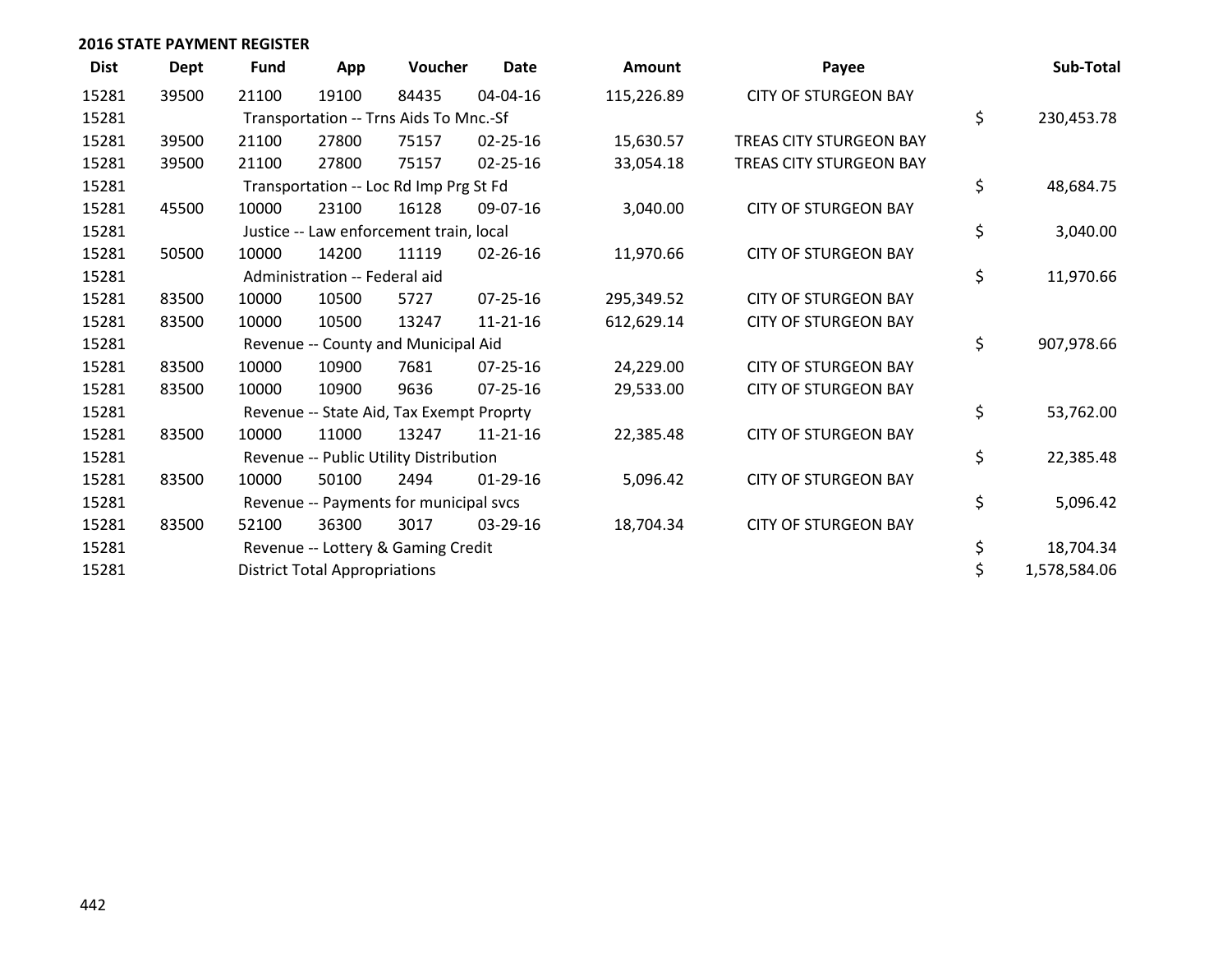**2016 STATE PAYMENT REGISTER**

| Dist | Dept | Fund | App | Voucher | Date | Amount | Payee | Sub-Total |
|---|---|---|---|---|---|---|---|---|
| 15281 | 39500 | 21100 | 19100 | 84435 | 04-04-16 | 115,226.89 | CITY OF STURGEON BAY | |
| 15281 | | Transportation -- Trns Aids To Mnc.-Sf | | | | | | $ 230,453.78 |
| 15281 | 39500 | 21100 | 27800 | 75157 | 02-25-16 | 15,630.57 | TREAS CITY STURGEON BAY | |
| 15281 | 39500 | 21100 | 27800 | 75157 | 02-25-16 | 33,054.18 | TREAS CITY STURGEON BAY | |
| 15281 | | Transportation -- Loc Rd Imp Prg St Fd | | | | | | $ 48,684.75 |
| 15281 | 45500 | 10000 | 23100 | 16128 | 09-07-16 | 3,040.00 | CITY OF STURGEON BAY | |
| 15281 | | Justice -- Law enforcement train, local | | | | | | $ 3,040.00 |
| 15281 | 50500 | 10000 | 14200 | 11119 | 02-26-16 | 11,970.66 | CITY OF STURGEON BAY | |
| 15281 | | Administration -- Federal aid | | | | | | $ 11,970.66 |
| 15281 | 83500 | 10000 | 10500 | 5727 | 07-25-16 | 295,349.52 | CITY OF STURGEON BAY | |
| 15281 | 83500 | 10000 | 10500 | 13247 | 11-21-16 | 612,629.14 | CITY OF STURGEON BAY | |
| 15281 | | Revenue -- County and Municipal Aid | | | | | | $ 907,978.66 |
| 15281 | 83500 | 10000 | 10900 | 7681 | 07-25-16 | 24,229.00 | CITY OF STURGEON BAY | |
| 15281 | 83500 | 10000 | 10900 | 9636 | 07-25-16 | 29,533.00 | CITY OF STURGEON BAY | |
| 15281 | | Revenue -- State Aid, Tax Exempt Proprty | | | | | | $ 53,762.00 |
| 15281 | 83500 | 10000 | 11000 | 13247 | 11-21-16 | 22,385.48 | CITY OF STURGEON BAY | |
| 15281 | | Revenue -- Public Utility Distribution | | | | | | $ 22,385.48 |
| 15281 | 83500 | 10000 | 50100 | 2494 | 01-29-16 | 5,096.42 | CITY OF STURGEON BAY | |
| 15281 | | Revenue -- Payments for municipal svcs | | | | | | $ 5,096.42 |
| 15281 | 83500 | 52100 | 36300 | 3017 | 03-29-16 | 18,704.34 | CITY OF STURGEON BAY | |
| 15281 | | Revenue -- Lottery & Gaming Credit | | | | | | $ 18,704.34 |
| 15281 | | District Total Appropriations | | | | | | $ 1,578,584.06 |